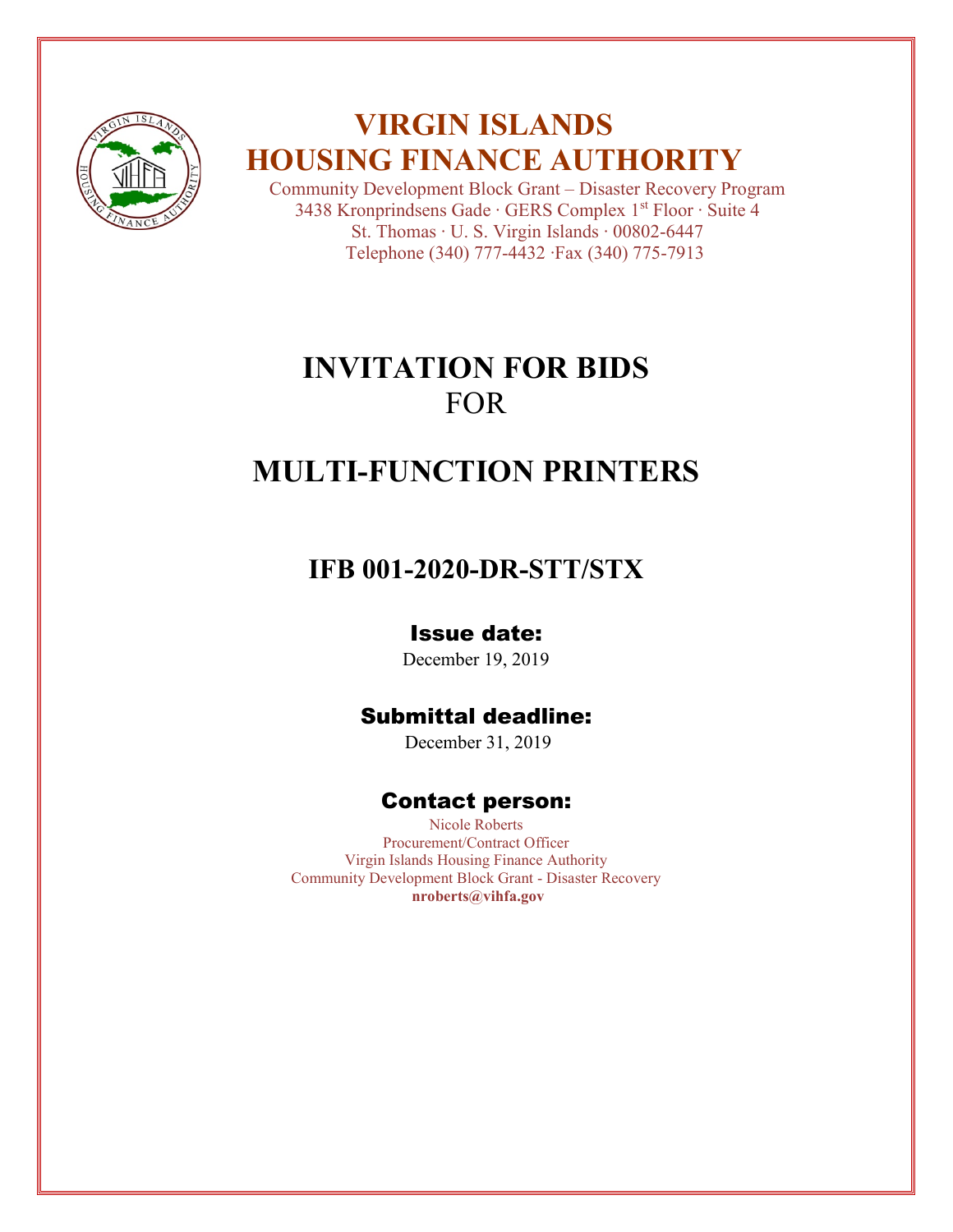# VIRGIN ISLANDS HOUSING FINANCE AUTHORITY

Community Development Block Grant – Disaster Recovery Program
3438 Kronprindsens Gade · GERS Complex 1st Floor · Suite 4
St. Thomas · U. S. Virgin Islands · 00802-6447
Telephone (340) 777-4432 ·Fax (340) 775-7913

# INVITATION FOR BIDS
FOR

# MULTI-FUNCTION PRINTERS

## IFB 001-2020-DR-STT/STX

### Issue date:

December 19, 2019

### Submittal deadline:

December 31, 2019

### Contact person:

Nicole Roberts
Procurement/Contract Officer
Virgin Islands Housing Finance Authority
Community Development Block Grant - Disaster Recovery
**nroberts@vihfa.gov**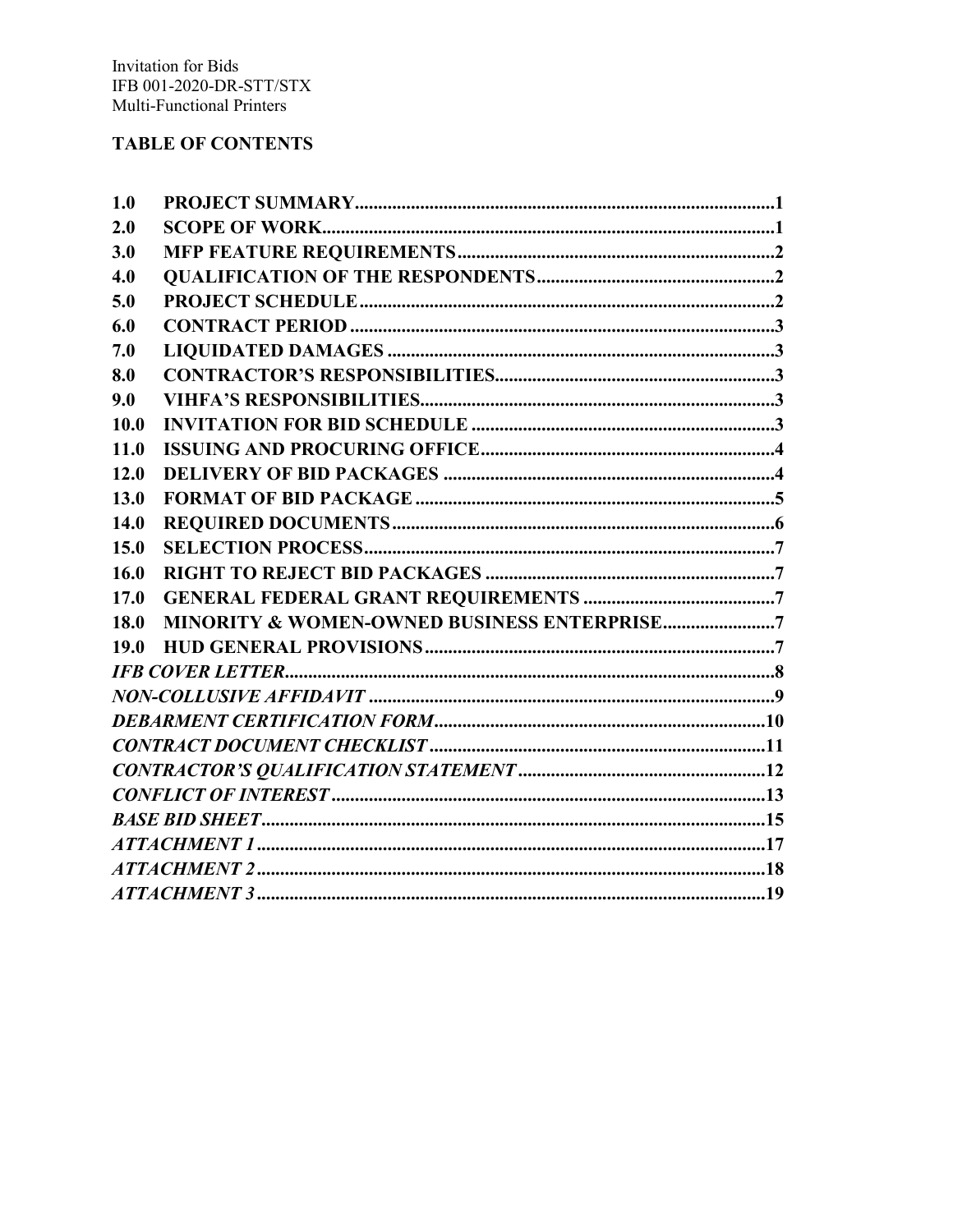Invitation for Bids
IFB 001-2020-DR-STT/STX
Multi-Functional Printers

## TABLE OF CONTENTS

| | | |
|---|---|---|
| **1.0** | **PROJECT SUMMARY** | **1** |
| **2.0** | **SCOPE OF WORK** | **1** |
| **3.0** | **MFP FEATURE REQUIREMENTS** | **2** |
| **4.0** | **QUALIFICATION OF THE RESPONDENTS** | **2** |
| **5.0** | **PROJECT SCHEDULE** | **2** |
| **6.0** | **CONTRACT PERIOD** | **3** |
| **7.0** | **LIQUIDATED DAMAGES** | **3** |
| **8.0** | **CONTRACTOR'S RESPONSIBILITIES** | **3** |
| **9.0** | **VIHFA'S RESPONSIBILITIES** | **3** |
| **10.0** | **INVITATION FOR BID SCHEDULE** | **3** |
| **11.0** | **ISSUING AND PROCURING OFFICE** | **4** |
| **12.0** | **DELIVERY OF BID PACKAGES** | **4** |
| **13.0** | **FORMAT OF BID PACKAGE** | **5** |
| **14.0** | **REQUIRED DOCUMENTS** | **6** |
| **15.0** | **SELECTION PROCESS** | **7** |
| **16.0** | **RIGHT TO REJECT BID PACKAGES** | **7** |
| **17.0** | **GENERAL FEDERAL GRANT REQUIREMENTS** | **7** |
| **18.0** | **MINORITY & WOMEN-OWNED BUSINESS ENTERPRISE** | **7** |
| **19.0** | **HUD GENERAL PROVISIONS** | **7** |
| ***IFB COVER LETTER*** | | **8** |
| ***NON-COLLUSIVE AFFIDAVIT*** | | **9** |
| ***DEBARMENT CERTIFICATION FORM*** | | **10** |
| ***CONTRACT DOCUMENT CHECKLIST*** | | **11** |
| ***CONTRACTOR'S QUALIFICATION STATEMENT*** | | **12** |
| ***CONFLICT OF INTEREST*** | | **13** |
| ***BASE BID SHEET*** | | **15** |
| ***ATTACHMENT 1*** | | **17** |
| ***ATTACHMENT 2*** | | **18** |
| ***ATTACHMENT 3*** | | **19** |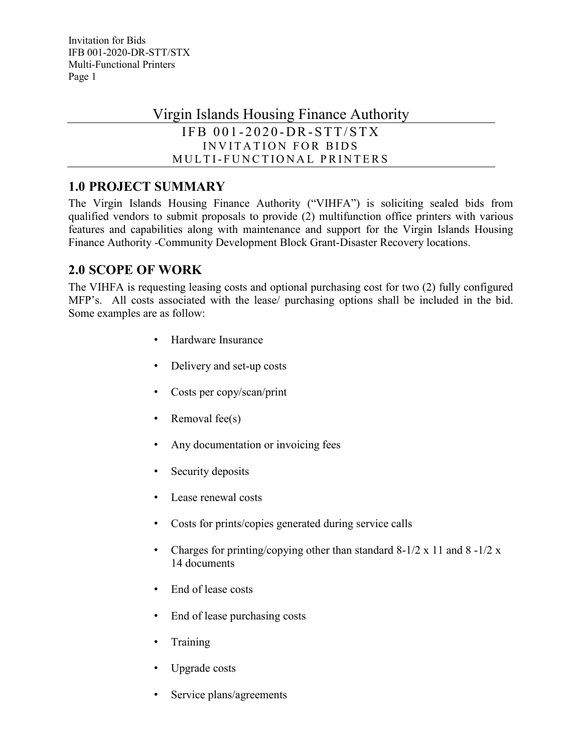# Virgin Islands Housing Finance Authority

IFB 001-2020-DR-STT/STX
INVITATION FOR BIDS
MULTI-FUNCTIONAL PRINTERS

## 1.0 PROJECT SUMMARY

The Virgin Islands Housing Finance Authority ("VIHFA") is soliciting sealed bids from qualified vendors to submit proposals to provide (2) multifunction office printers with various features and capabilities along with maintenance and support for the Virgin Islands Housing Finance Authority -Community Development Block Grant-Disaster Recovery locations.

## 2.0 SCOPE OF WORK

The VIHFA is requesting leasing costs and optional purchasing cost for two (2) fully configured MFP's. All costs associated with the lease/ purchasing options shall be included in the bid. Some examples are as follow:

- Hardware Insurance
- Delivery and set-up costs
- Costs per copy/scan/print
- Removal fee(s)
- Any documentation or invoicing fees
- Security deposits
- Lease renewal costs
- Costs for prints/copies generated during service calls
- Charges for printing/copying other than standard 8-1/2 x 11 and 8 -1/2 x 14 documents
- End of lease costs
- End of lease purchasing costs
- Training
- Upgrade costs
- Service plans/agreements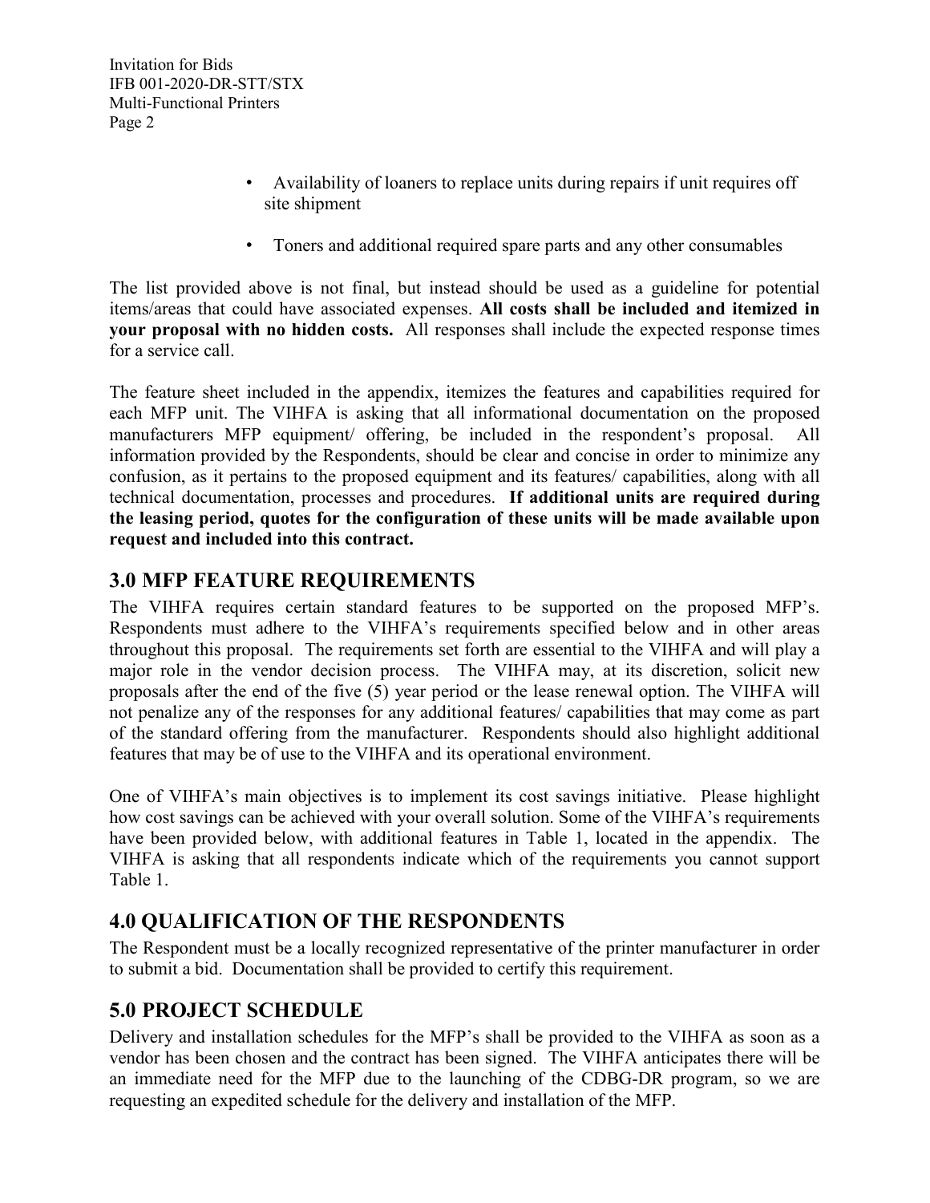- Availability of loaners to replace units during repairs if unit requires off site shipment
- Toners and additional required spare parts and any other consumables

The list provided above is not final, but instead should be used as a guideline for potential items/areas that could have associated expenses. **All costs shall be included and itemized in your proposal with no hidden costs.** All responses shall include the expected response times for a service call.

The feature sheet included in the appendix, itemizes the features and capabilities required for each MFP unit. The VIHFA is asking that all informational documentation on the proposed manufacturers MFP equipment/ offering, be included in the respondent's proposal. All information provided by the Respondents, should be clear and concise in order to minimize any confusion, as it pertains to the proposed equipment and its features/ capabilities, along with all technical documentation, processes and procedures. **If additional units are required during the leasing period, quotes for the configuration of these units will be made available upon request and included into this contract.**

## 3.0 MFP FEATURE REQUIREMENTS

The VIHFA requires certain standard features to be supported on the proposed MFP's. Respondents must adhere to the VIHFA's requirements specified below and in other areas throughout this proposal. The requirements set forth are essential to the VIHFA and will play a major role in the vendor decision process. The VIHFA may, at its discretion, solicit new proposals after the end of the five (5) year period or the lease renewal option. The VIHFA will not penalize any of the responses for any additional features/ capabilities that may come as part of the standard offering from the manufacturer. Respondents should also highlight additional features that may be of use to the VIHFA and its operational environment.

One of VIHFA's main objectives is to implement its cost savings initiative. Please highlight how cost savings can be achieved with your overall solution. Some of the VIHFA's requirements have been provided below, with additional features in Table 1, located in the appendix. The VIHFA is asking that all respondents indicate which of the requirements you cannot support Table 1.

## 4.0 QUALIFICATION OF THE RESPONDENTS

The Respondent must be a locally recognized representative of the printer manufacturer in order to submit a bid. Documentation shall be provided to certify this requirement.

## 5.0 PROJECT SCHEDULE

Delivery and installation schedules for the MFP's shall be provided to the VIHFA as soon as a vendor has been chosen and the contract has been signed. The VIHFA anticipates there will be an immediate need for the MFP due to the launching of the CDBG-DR program, so we are requesting an expedited schedule for the delivery and installation of the MFP.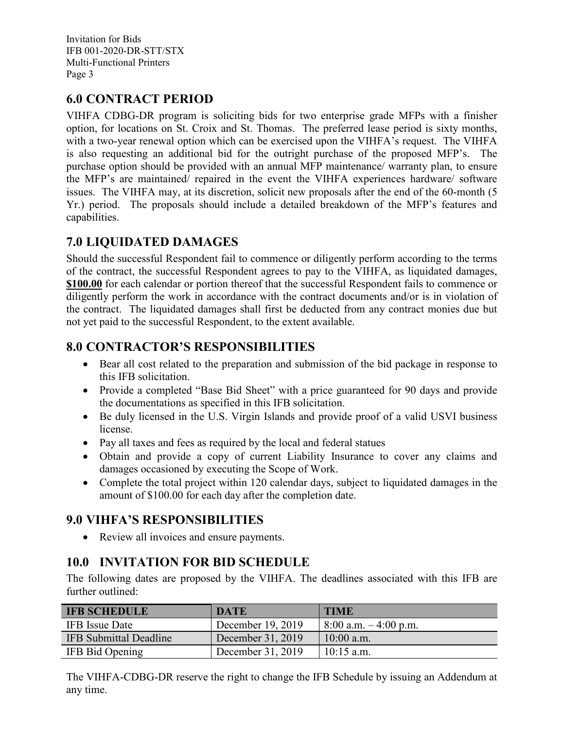## 6.0 CONTRACT PERIOD

VIHFA CDBG-DR program is soliciting bids for two enterprise grade MFPs with a finisher option, for locations on St. Croix and St. Thomas. The preferred lease period is sixty months, with a two-year renewal option which can be exercised upon the VIHFA's request. The VIHFA is also requesting an additional bid for the outright purchase of the proposed MFP's. The purchase option should be provided with an annual MFP maintenance/ warranty plan, to ensure the MFP's are maintained/ repaired in the event the VIHFA experiences hardware/ software issues. The VIHFA may, at its discretion, solicit new proposals after the end of the 60-month (5 Yr.) period. The proposals should include a detailed breakdown of the MFP's features and capabilities.

## 7.0 LIQUIDATED DAMAGES

Should the successful Respondent fail to commence or diligently perform according to the terms of the contract, the successful Respondent agrees to pay to the VIHFA, as liquidated damages, **$100.00** for each calendar or portion thereof that the successful Respondent fails to commence or diligently perform the work in accordance with the contract documents and/or is in violation of the contract. The liquidated damages shall first be deducted from any contract monies due but not yet paid to the successful Respondent, to the extent available.

## 8.0 CONTRACTOR'S RESPONSIBILITIES

- Bear all cost related to the preparation and submission of the bid package in response to this IFB solicitation.
- Provide a completed "Base Bid Sheet" with a price guaranteed for 90 days and provide the documentations as specified in this IFB solicitation.
- Be duly licensed in the U.S. Virgin Islands and provide proof of a valid USVI business license.
- Pay all taxes and fees as required by the local and federal statues
- Obtain and provide a copy of current Liability Insurance to cover any claims and damages occasioned by executing the Scope of Work.
- Complete the total project within 120 calendar days, subject to liquidated damages in the amount of $100.00 for each day after the completion date.

## 9.0 VIHFA'S RESPONSIBILITIES

- Review all invoices and ensure payments.

## 10.0 INVITATION FOR BID SCHEDULE

The following dates are proposed by the VIHFA. The deadlines associated with this IFB are further outlined:

| IFB SCHEDULE | DATE | TIME |
|---|---|---|
| IFB Issue Date | December 19, 2019 | 8:00 a.m. – 4:00 p.m. |
| IFB Submittal Deadline | December 31, 2019 | 10:00 a.m. |
| IFB Bid Opening | December 31, 2019 | 10:15 a.m. |

The VIHFA-CDBG-DR reserve the right to change the IFB Schedule by issuing an Addendum at any time.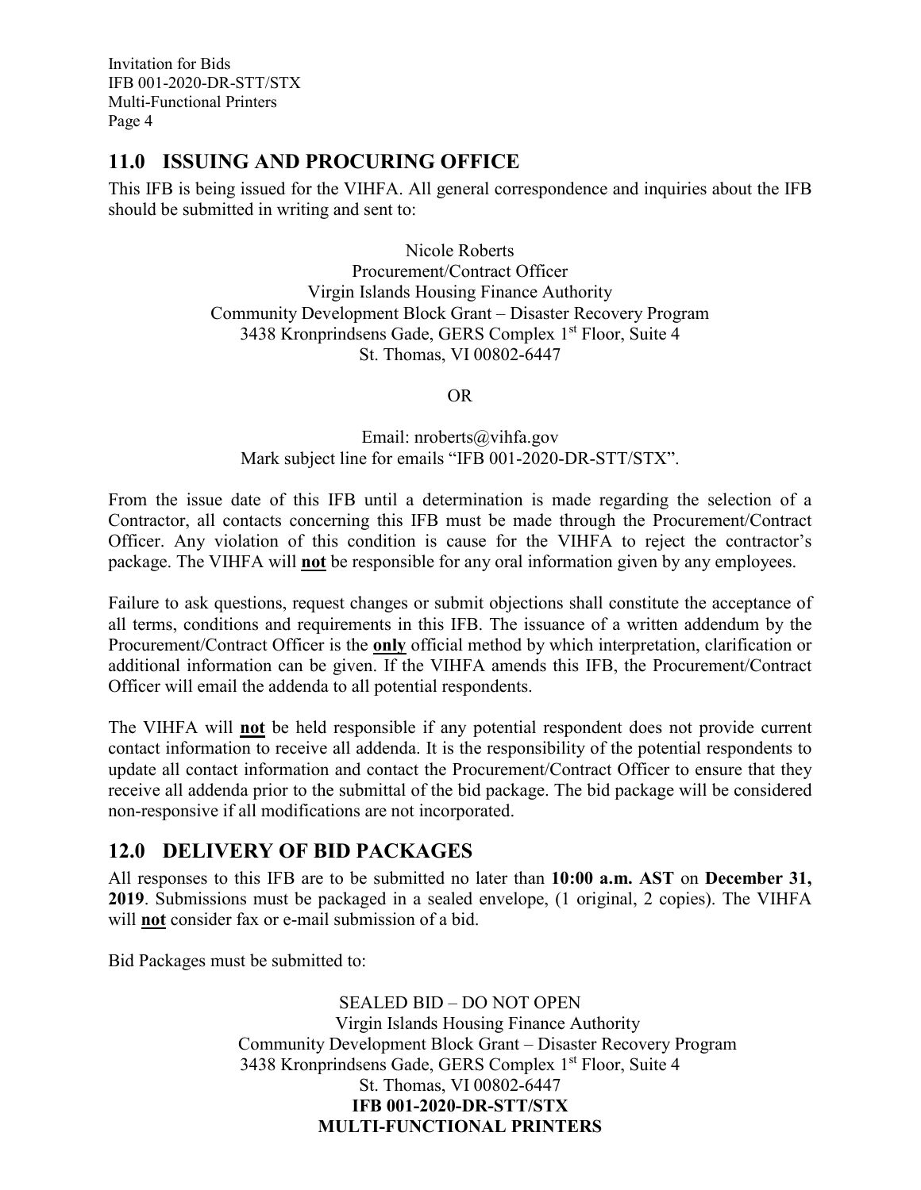## 11.0 ISSUING AND PROCURING OFFICE

This IFB is being issued for the VIHFA. All general correspondence and inquiries about the IFB should be submitted in writing and sent to:

Nicole Roberts  
Procurement/Contract Officer  
Virgin Islands Housing Finance Authority  
Community Development Block Grant – Disaster Recovery Program  
3438 Kronprindsens Gade, GERS Complex 1st Floor, Suite 4  
St. Thomas, VI 00802-6447

OR

Email: nroberts@vihfa.gov  
Mark subject line for emails "IFB 001-2020-DR-STT/STX".

From the issue date of this IFB until a determination is made regarding the selection of a Contractor, all contacts concerning this IFB must be made through the Procurement/Contract Officer. Any violation of this condition is cause for the VIHFA to reject the contractor's package. The VIHFA will **not** be responsible for any oral information given by any employees.

Failure to ask questions, request changes or submit objections shall constitute the acceptance of all terms, conditions and requirements in this IFB. The issuance of a written addendum by the Procurement/Contract Officer is the **only** official method by which interpretation, clarification or additional information can be given. If the VIHFA amends this IFB, the Procurement/Contract Officer will email the addenda to all potential respondents.

The VIHFA will **not** be held responsible if any potential respondent does not provide current contact information to receive all addenda. It is the responsibility of the potential respondents to update all contact information and contact the Procurement/Contract Officer to ensure that they receive all addenda prior to the submittal of the bid package. The bid package will be considered non-responsive if all modifications are not incorporated.

## 12.0 DELIVERY OF BID PACKAGES

All responses to this IFB are to be submitted no later than **10:00 a.m. AST** on **December 31, 2019**. Submissions must be packaged in a sealed envelope, (1 original, 2 copies). The VIHFA will **not** consider fax or e-mail submission of a bid.

Bid Packages must be submitted to:

SEALED BID – DO NOT OPEN  
Virgin Islands Housing Finance Authority  
Community Development Block Grant – Disaster Recovery Program  
3438 Kronprindsens Gade, GERS Complex 1st Floor, Suite 4  
St. Thomas, VI 00802-6447  
**IFB 001-2020-DR-STT/STX**  
**MULTI-FUNCTIONAL PRINTERS**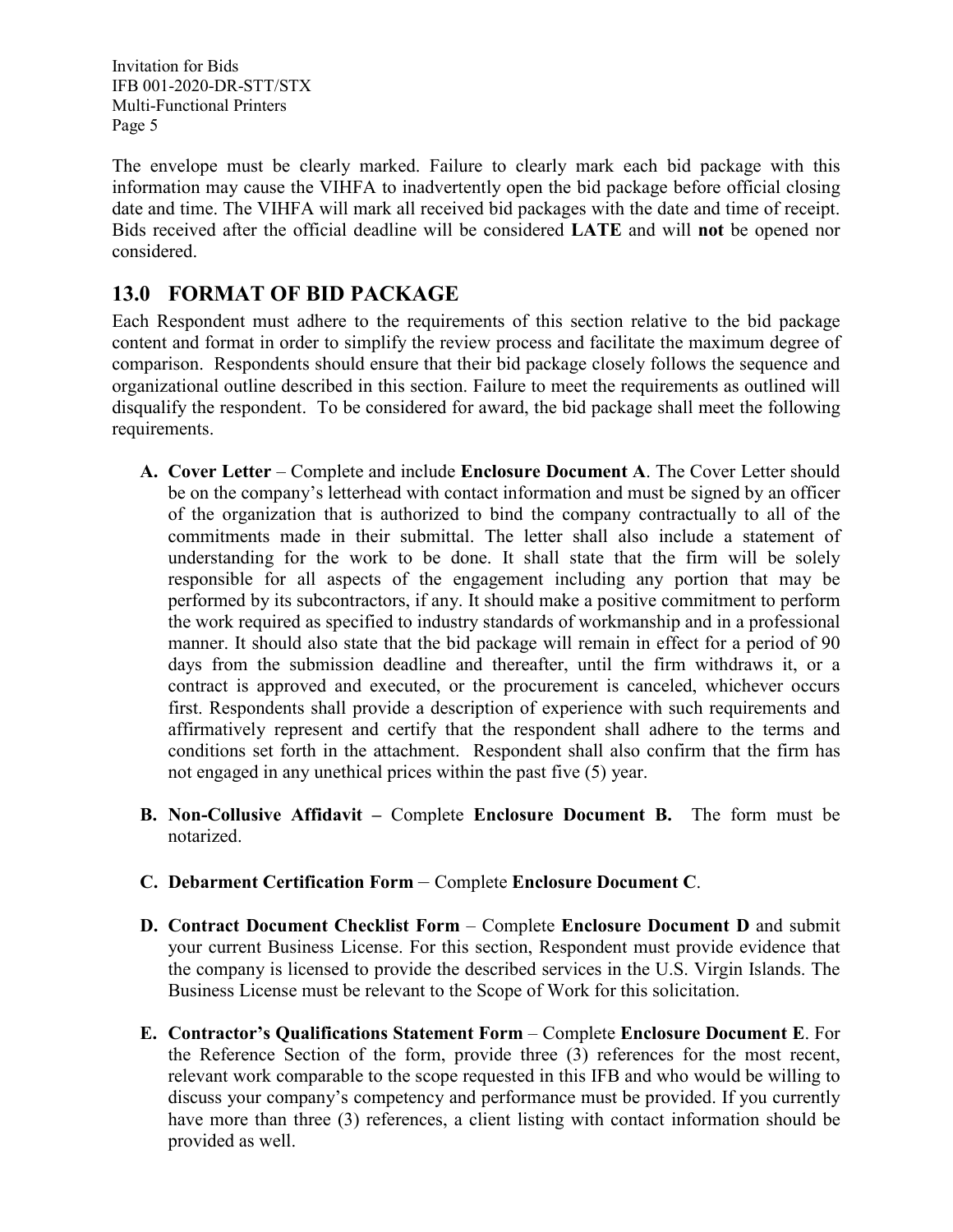The envelope must be clearly marked. Failure to clearly mark each bid package with this information may cause the VIHFA to inadvertently open the bid package before official closing date and time. The VIHFA will mark all received bid packages with the date and time of receipt. Bids received after the official deadline will be considered **LATE** and will **not** be opened nor considered.

## 13.0 FORMAT OF BID PACKAGE

Each Respondent must adhere to the requirements of this section relative to the bid package content and format in order to simplify the review process and facilitate the maximum degree of comparison. Respondents should ensure that their bid package closely follows the sequence and organizational outline described in this section. Failure to meet the requirements as outlined will disqualify the respondent. To be considered for award, the bid package shall meet the following requirements.

- **A. Cover Letter** – Complete and include **Enclosure Document A**. The Cover Letter should be on the company's letterhead with contact information and must be signed by an officer of the organization that is authorized to bind the company contractually to all of the commitments made in their submittal. The letter shall also include a statement of understanding for the work to be done. It shall state that the firm will be solely responsible for all aspects of the engagement including any portion that may be performed by its subcontractors, if any. It should make a positive commitment to perform the work required as specified to industry standards of workmanship and in a professional manner. It should also state that the bid package will remain in effect for a period of 90 days from the submission deadline and thereafter, until the firm withdraws it, or a contract is approved and executed, or the procurement is canceled, whichever occurs first. Respondents shall provide a description of experience with such requirements and affirmatively represent and certify that the respondent shall adhere to the terms and conditions set forth in the attachment. Respondent shall also confirm that the firm has not engaged in any unethical prices within the past five (5) year.

- **B. Non-Collusive Affidavit –** Complete **Enclosure Document B.** The form must be notarized.

- **C. Debarment Certification Form** – Complete **Enclosure Document C**.

- **D. Contract Document Checklist Form** – Complete **Enclosure Document D** and submit your current Business License. For this section, Respondent must provide evidence that the company is licensed to provide the described services in the U.S. Virgin Islands. The Business License must be relevant to the Scope of Work for this solicitation.

- **E. Contractor's Qualifications Statement Form** – Complete **Enclosure Document E**. For the Reference Section of the form, provide three (3) references for the most recent, relevant work comparable to the scope requested in this IFB and who would be willing to discuss your company's competency and performance must be provided. If you currently have more than three (3) references, a client listing with contact information should be provided as well.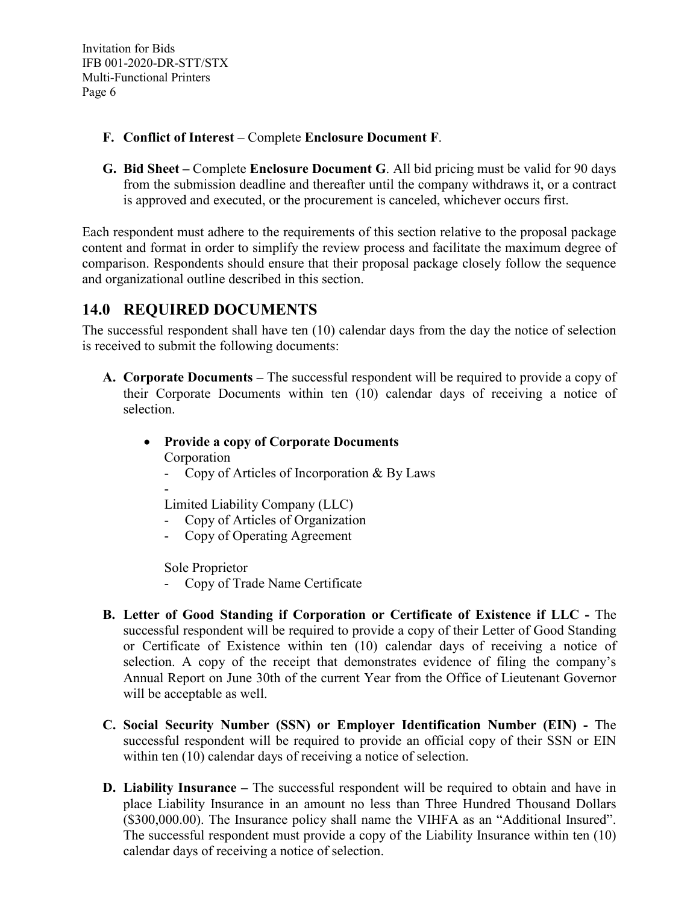**F. Conflict of Interest** – Complete **Enclosure Document F**.

**G. Bid Sheet –** Complete **Enclosure Document G**. All bid pricing must be valid for 90 days from the submission deadline and thereafter until the company withdraws it, or a contract is approved and executed, or the procurement is canceled, whichever occurs first.

Each respondent must adhere to the requirements of this section relative to the proposal package content and format in order to simplify the review process and facilitate the maximum degree of comparison. Respondents should ensure that their proposal package closely follow the sequence and organizational outline described in this section.

## 14.0 REQUIRED DOCUMENTS

The successful respondent shall have ten (10) calendar days from the day the notice of selection is received to submit the following documents:

**A. Corporate Documents –** The successful respondent will be required to provide a copy of their Corporate Documents within ten (10) calendar days of receiving a notice of selection.

- **Provide a copy of Corporate Documents**

  Corporation
  - Copy of Articles of Incorporation & By Laws
  -

  Limited Liability Company (LLC)
  - Copy of Articles of Organization
  - Copy of Operating Agreement

  Sole Proprietor
  - Copy of Trade Name Certificate

**B. Letter of Good Standing if Corporation or Certificate of Existence if LLC -** The successful respondent will be required to provide a copy of their Letter of Good Standing or Certificate of Existence within ten (10) calendar days of receiving a notice of selection. A copy of the receipt that demonstrates evidence of filing the company's Annual Report on June 30th of the current Year from the Office of Lieutenant Governor will be acceptable as well.

**C. Social Security Number (SSN) or Employer Identification Number (EIN) -** The successful respondent will be required to provide an official copy of their SSN or EIN within ten (10) calendar days of receiving a notice of selection.

**D. Liability Insurance –** The successful respondent will be required to obtain and have in place Liability Insurance in an amount no less than Three Hundred Thousand Dollars ($300,000.00). The Insurance policy shall name the VIHFA as an "Additional Insured". The successful respondent must provide a copy of the Liability Insurance within ten (10) calendar days of receiving a notice of selection.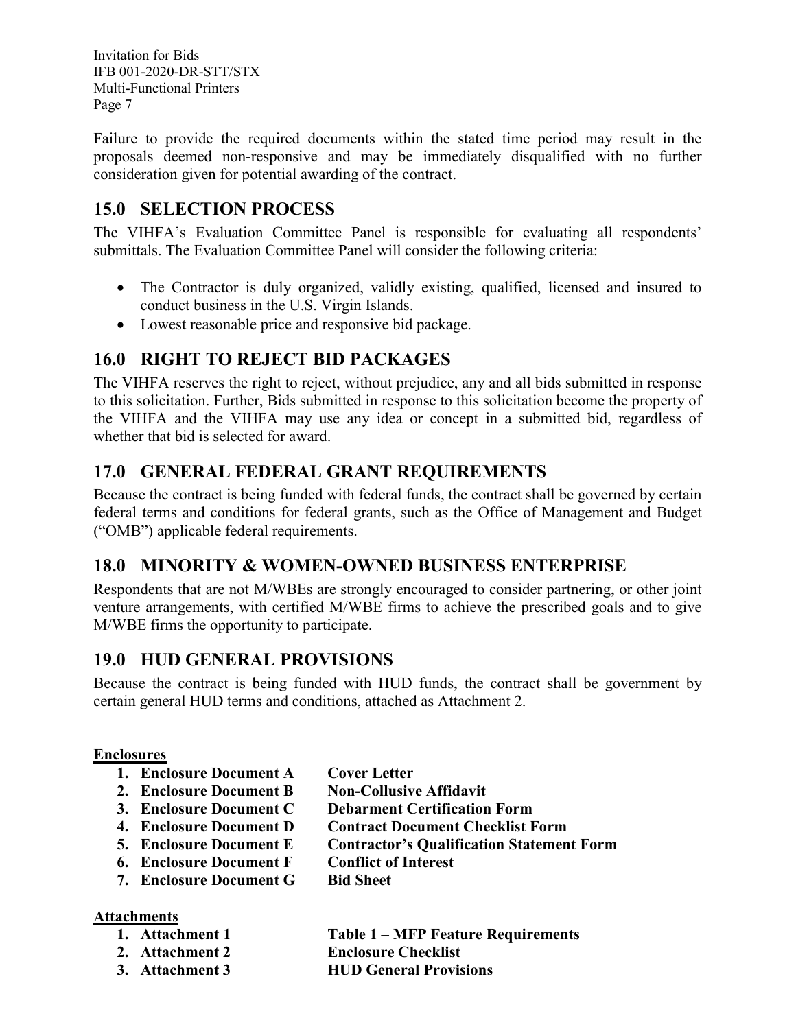Failure to provide the required documents within the stated time period may result in the proposals deemed non-responsive and may be immediately disqualified with no further consideration given for potential awarding of the contract.

## 15.0 SELECTION PROCESS

The VIHFA's Evaluation Committee Panel is responsible for evaluating all respondents' submittals. The Evaluation Committee Panel will consider the following criteria:

- The Contractor is duly organized, validly existing, qualified, licensed and insured to conduct business in the U.S. Virgin Islands.
- Lowest reasonable price and responsive bid package.

## 16.0 RIGHT TO REJECT BID PACKAGES

The VIHFA reserves the right to reject, without prejudice, any and all bids submitted in response to this solicitation. Further, Bids submitted in response to this solicitation become the property of the VIHFA and the VIHFA may use any idea or concept in a submitted bid, regardless of whether that bid is selected for award.

## 17.0 GENERAL FEDERAL GRANT REQUIREMENTS

Because the contract is being funded with federal funds, the contract shall be governed by certain federal terms and conditions for federal grants, such as the Office of Management and Budget ("OMB") applicable federal requirements.

## 18.0 MINORITY & WOMEN-OWNED BUSINESS ENTERPRISE

Respondents that are not M/WBEs are strongly encouraged to consider partnering, or other joint venture arrangements, with certified M/WBE firms to achieve the prescribed goals and to give M/WBE firms the opportunity to participate.

## 19.0 HUD GENERAL PROVISIONS

Because the contract is being funded with HUD funds, the contract shall be government by certain general HUD terms and conditions, attached as Attachment 2.

**Enclosures**

1. **Enclosure Document A** **Cover Letter**
2. **Enclosure Document B** **Non-Collusive Affidavit**
3. **Enclosure Document C** **Debarment Certification Form**
4. **Enclosure Document D** **Contract Document Checklist Form**
5. **Enclosure Document E** **Contractor's Qualification Statement Form**
6. **Enclosure Document F** **Conflict of Interest**
7. **Enclosure Document G** **Bid Sheet**

**Attachments**

1. **Attachment 1** **Table 1 – MFP Feature Requirements**
2. **Attachment 2** **Enclosure Checklist**
3. **Attachment 3** **HUD General Provisions**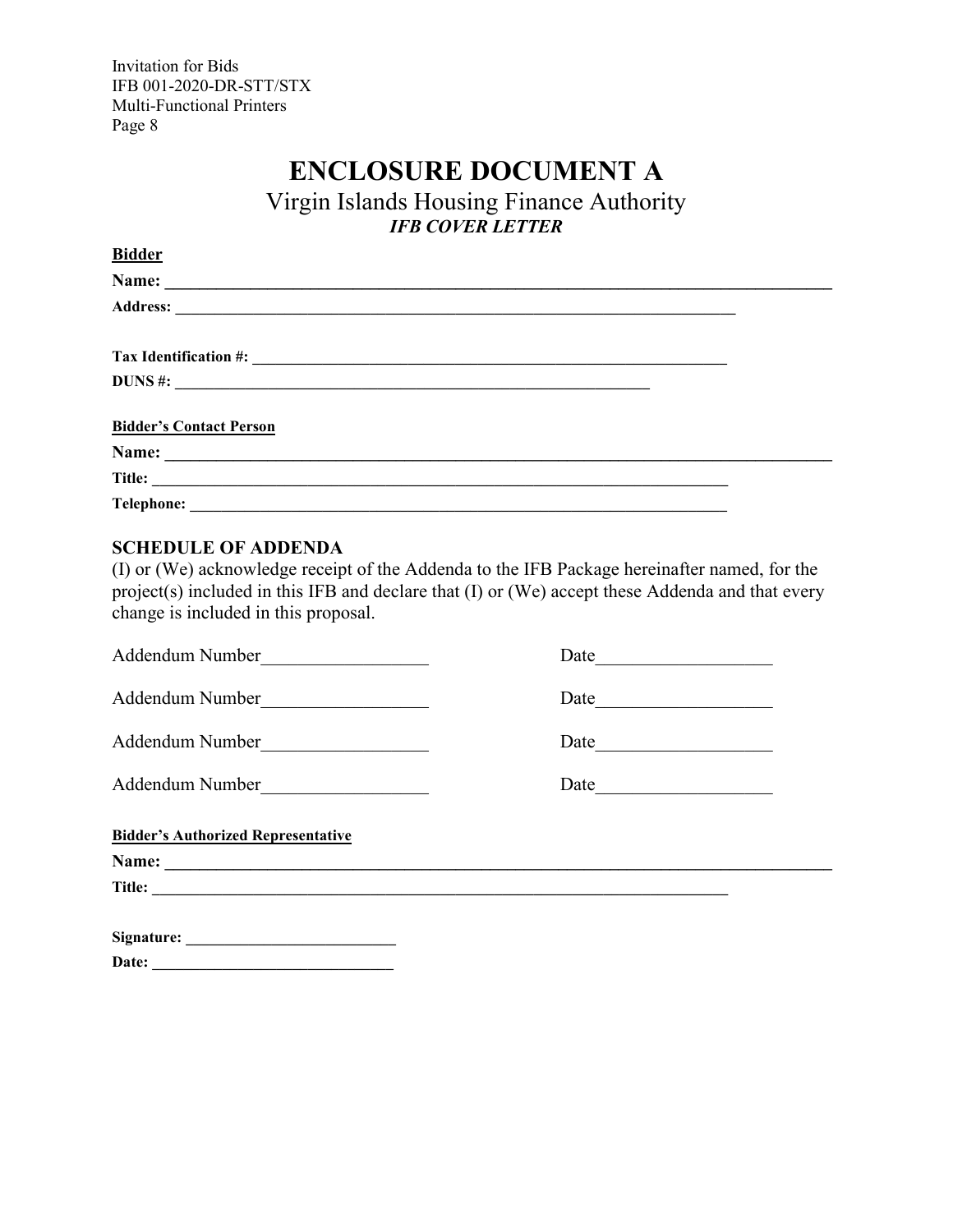# ENCLOSURE DOCUMENT A

## Virgin Islands Housing Finance Authority

### *IFB COVER LETTER*

**Bidder**

**Name:** ______________________________________________________________________________

**Address:** ______________________________________________________________________

**Tax Identification #:** ____________________________________________________________

**DUNS #:** ______________________________________________________________

**Bidder's Contact Person**

**Name:** ______________________________________________________________________________

**Title:** _____________________________________________________________________________

**Telephone:** _________________________________________________________________________

**SCHEDULE OF ADDENDA**

(I) or (We) acknowledge receipt of the Addenda to the IFB Package hereinafter named, for the project(s) included in this IFB and declare that (I) or (We) accept these Addenda and that every change is included in this proposal.

Addendum Number__________________ Date___________________

Addendum Number__________________ Date___________________

Addendum Number__________________ Date___________________

Addendum Number__________________ Date___________________

**Bidder's Authorized Representative**

**Name:** ______________________________________________________________________________

**Title:** _____________________________________________________________________________

**Signature:** ___________________________

**Date:** ______________________________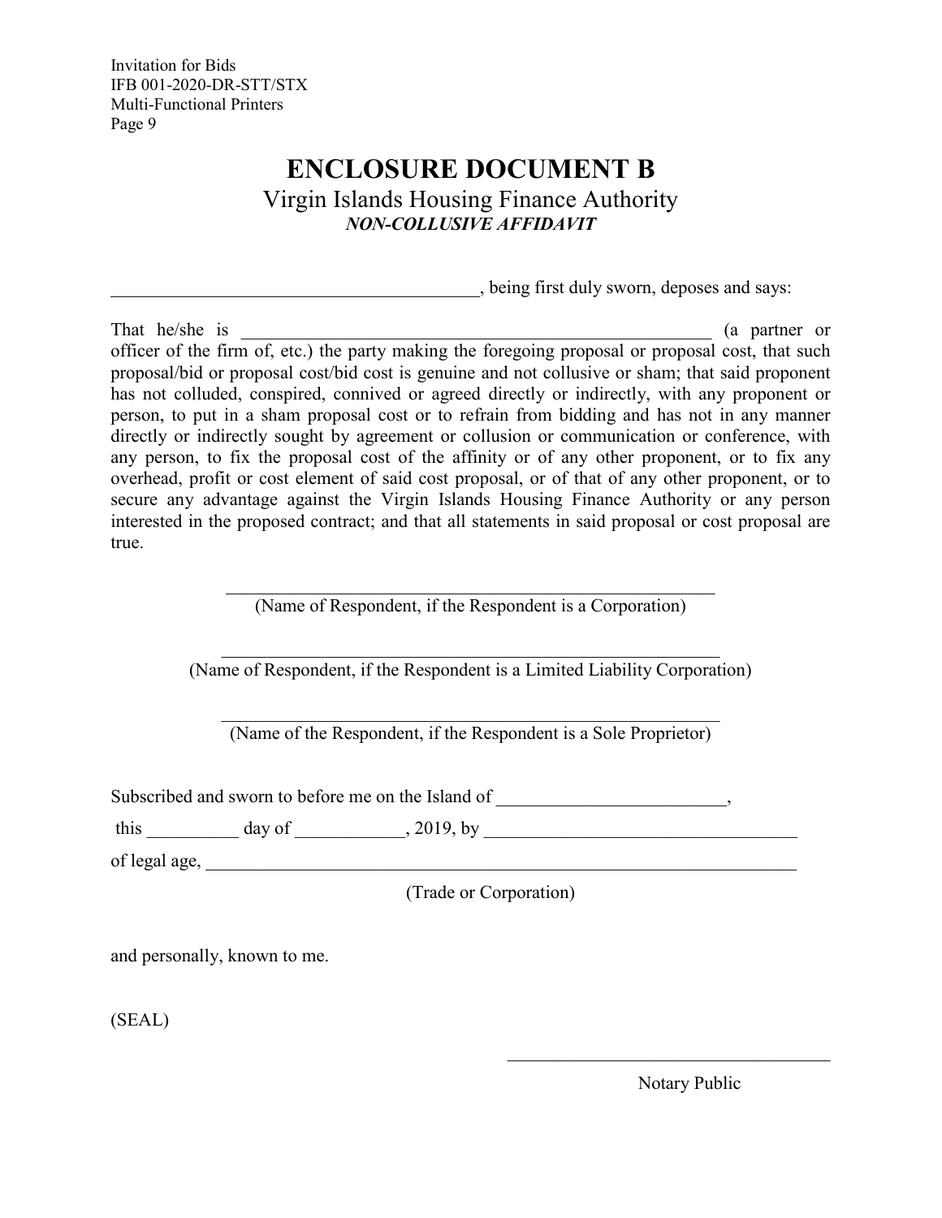# ENCLOSURE DOCUMENT B

## Virgin Islands Housing Finance Authority

***NON-COLLUSIVE AFFIDAVIT***

________________________________________, being first duly sworn, deposes and says:

That he/she is ______________________________________________________ (a partner or officer of the firm of, etc.) the party making the foregoing proposal or proposal cost, that such proposal/bid or proposal cost/bid cost is genuine and not collusive or sham; that said proponent has not colluded, conspired, connived or agreed directly or indirectly, with any proponent or person, to put in a sham proposal cost or to refrain from bidding and has not in any manner directly or indirectly sought by agreement or collusion or communication or conference, with any person, to fix the proposal cost of the affinity or of any other proponent, or to fix any overhead, profit or cost element of said cost proposal, or of that of any other proponent, or to secure any advantage against the Virgin Islands Housing Finance Authority or any person interested in the proposed contract; and that all statements in said proposal or cost proposal are true.

_______________________________________________________
(Name of Respondent, if the Respondent is a Corporation)

_______________________________________________________
(Name of Respondent, if the Respondent is a Limited Liability Corporation)

_______________________________________________________
(Name of the Respondent, if the Respondent is a Sole Proprietor)

Subscribed and sworn to before me on the Island of _________________________,

this __________ day of ____________, 2019, by __________________________________

of legal age, __________________________________________________________________

(Trade or Corporation)

and personally, known to me.

(SEAL)

_____________________________________
Notary Public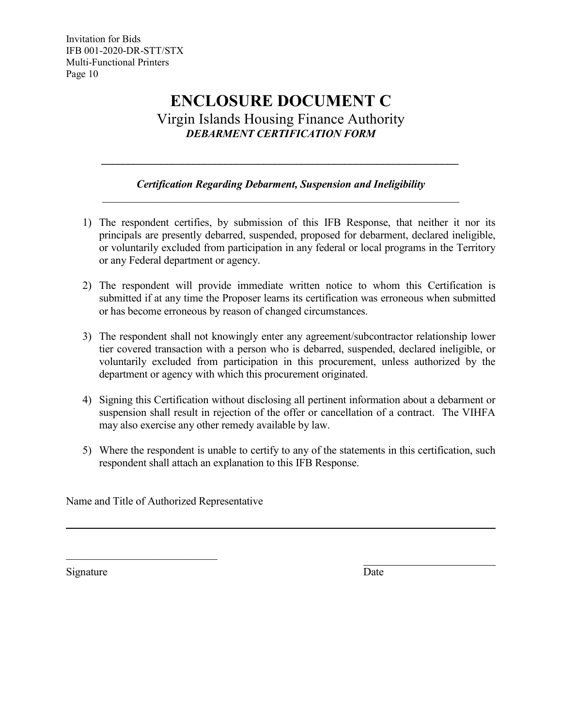# ENCLOSURE DOCUMENT C

## Virgin Islands Housing Finance Authority

***DEBARMENT CERTIFICATION FORM***

---

***Certification Regarding Debarment, Suspension and Ineligibility***

---

1) The respondent certifies, by submission of this IFB Response, that neither it nor its principals are presently debarred, suspended, proposed for debarment, declared ineligible, or voluntarily excluded from participation in any federal or local programs in the Territory or any Federal department or agency.

2) The respondent will provide immediate written notice to whom this Certification is submitted if at any time the Proposer learns its certification was erroneous when submitted or has become erroneous by reason of changed circumstances.

3) The respondent shall not knowingly enter any agreement/subcontractor relationship lower tier covered transaction with a person who is debarred, suspended, declared ineligible, or voluntarily excluded from participation in this procurement, unless authorized by the department or agency with which this procurement originated.

4) Signing this Certification without disclosing all pertinent information about a debarment or suspension shall result in rejection of the offer or cancellation of a contract. The VIHFA may also exercise any other remedy available by law.

5) Where the respondent is unable to certify to any of the statements in this certification, such respondent shall attach an explanation to this IFB Response.

Name and Title of Authorized Representative

\_\_\_\_\_\_\_\_\_\_\_\_\_\_\_\_\_\_\_\_\_\_\_\_\_\_\_\_\_\_\_\_\_\_\_\_\_\_\_\_\_\_\_\_\_\_\_\_\_\_\_\_\_\_\_\_\_\_\_\_\_\_\_\_

\_\_\_\_\_\_\_\_\_\_\_\_\_\_\_\_\_\_\_\_\_\_\_\_\_\_\_\_ \_\_\_\_\_\_\_\_\_\_\_\_\_\_\_\_\_\_\_\_\_\_\_\_

Signature Date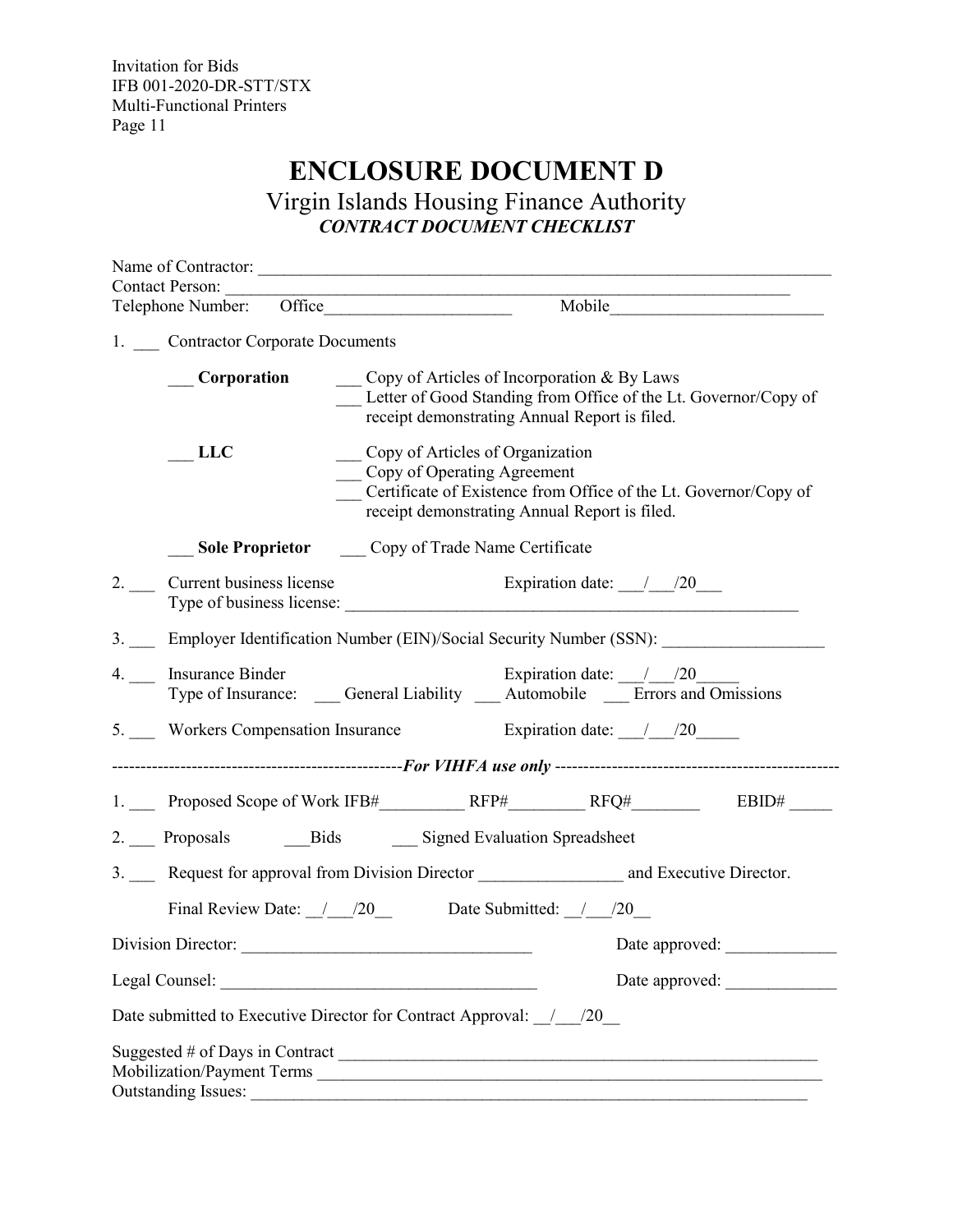# ENCLOSURE DOCUMENT D

## Virgin Islands Housing Finance Authority

### *CONTRACT DOCUMENT CHECKLIST*

Name of Contractor: ______________________________________________________________________

Contact Person: ______________________________________________________________________

Telephone Number: Office______________________ Mobile_________________________

1. ___ Contractor Corporate Documents

   ___ **Corporation** ___ Copy of Articles of Incorporation & By Laws
   ___ Letter of Good Standing from Office of the Lt. Governor/Copy of receipt demonstrating Annual Report is filed.

   ___ **LLC** ___ Copy of Articles of Organization
   ___ Copy of Operating Agreement
   ___ Certificate of Existence from Office of the Lt. Governor/Copy of receipt demonstrating Annual Report is filed.

   ___ **Sole Proprietor** ___ Copy of Trade Name Certificate

2. ___ Current business license Expiration date: ___/___/20___
   Type of business license: _______________________________________________________

3. ___ Employer Identification Number (EIN)/Social Security Number (SSN): ___________________

4. ___ Insurance Binder Expiration date: ___/___/20_____
   Type of Insurance: ___ General Liability ___ Automobile ___ Errors and Omissions

5. ___ Workers Compensation Insurance Expiration date: ___/___/20_____

---------------------------------------------------*For VIHFA use only* --------------------------------------------------

1. ___ Proposed Scope of Work IFB#__________ RFP#_________ RFQ#________ EBID# _____

2. ___ Proposals ___Bids ___ Signed Evaluation Spreadsheet

3. ___ Request for approval from Division Director _________________ and Executive Director.

   Final Review Date: __/___/20__ Date Submitted: __/___/20__

Division Director: __________________________________ Date approved: _____________

Legal Counsel: _____________________________________ Date approved: _____________

Date submitted to Executive Director for Contract Approval: __/___/20__

Suggested # of Days in Contract ____________________________________________________________

Mobilization/Payment Terms ______________________________________________________________

Outstanding Issues: ________________________________________________________________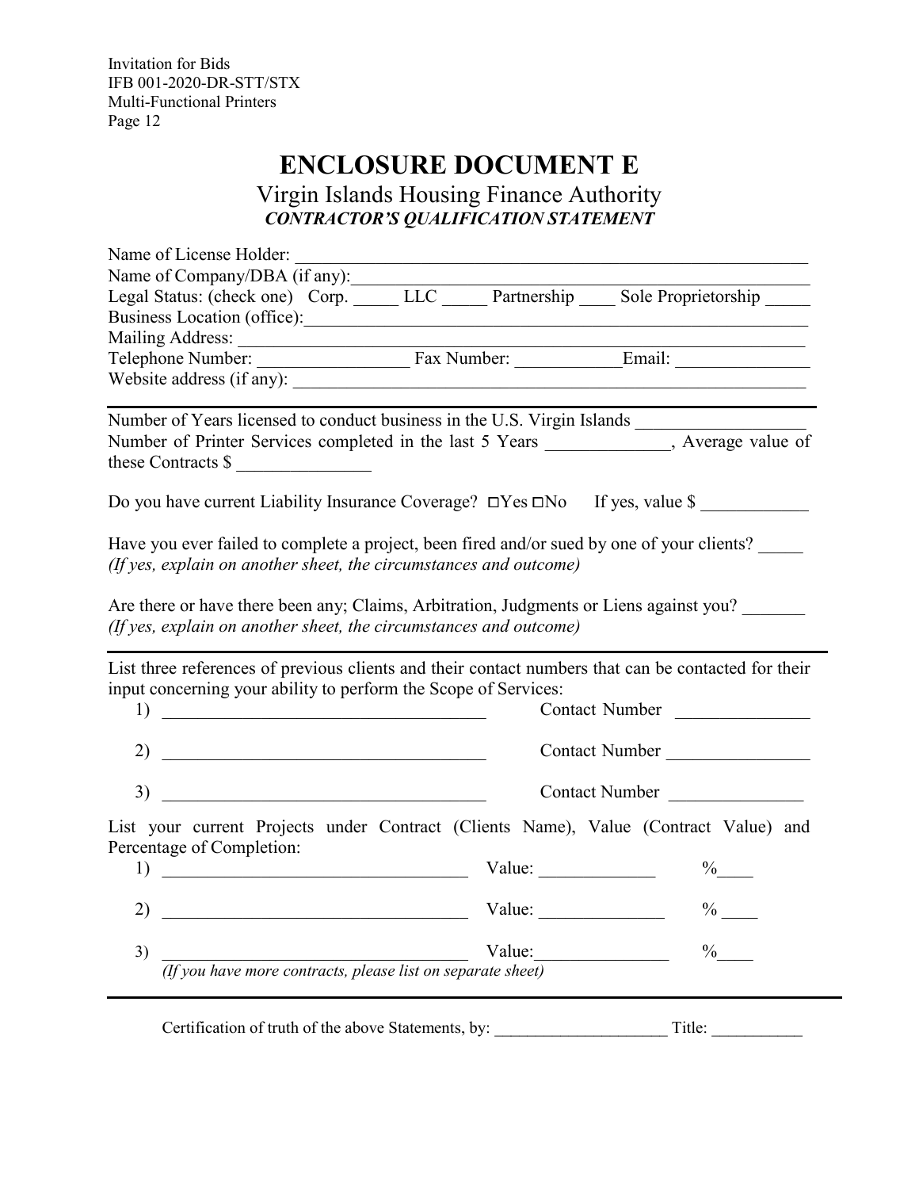# ENCLOSURE DOCUMENT E

## Virgin Islands Housing Finance Authority

***CONTRACTOR'S QUALIFICATION STATEMENT***

Name of License Holder: ____________________________________________________________

Name of Company/DBA (if any):________________________________________________________

Legal Status: (check one) Corp. _____ LLC _____ Partnership ____ Sole Proprietorship _____

Business Location (office):____________________________________________________________

Mailing Address: ___________________________________________________________________

Telephone Number: _________________ Fax Number: ____________Email: _______________

Website address (if any): ______________________________________________________________

---

Number of Years licensed to conduct business in the U.S. Virgin Islands ___________________

Number of Printer Services completed in the last 5 Years ______________, Average value of these Contracts $ _______________

Do you have current Liability Insurance Coverage? ☐Yes ☐No If yes, value $ ____________

Have you ever failed to complete a project, been fired and/or sued by one of your clients? _____
*(If yes, explain on another sheet, the circumstances and outcome)*

Are there or have there been any; Claims, Arbitration, Judgments or Liens against you? _______
*(If yes, explain on another sheet, the circumstances and outcome)*

---

List three references of previous clients and their contact numbers that can be contacted for their input concerning your ability to perform the Scope of Services:

1) ____________________________________ Contact Number _______________

2) ____________________________________ Contact Number ________________

3) ____________________________________ Contact Number _______________

List your current Projects under Contract (Clients Name), Value (Contract Value) and Percentage of Completion:

1) __________________________________ Value: _____________ %____

2) __________________________________ Value: ______________ % ____

3) __________________________________ Value:_______________ %____
*(If you have more contracts, please list on separate sheet)*

---

Certification of truth of the above Statements, by: _____________________ Title: ___________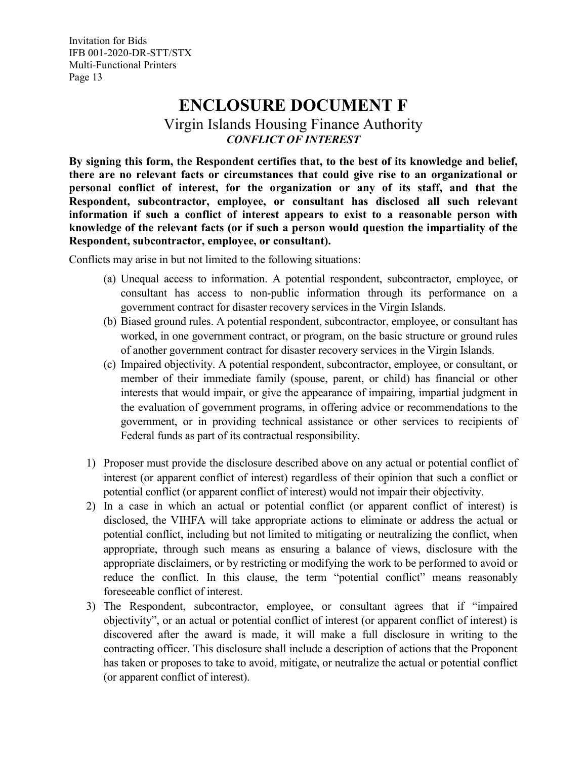# ENCLOSURE DOCUMENT F

## Virgin Islands Housing Finance Authority

### *CONFLICT OF INTEREST*

**By signing this form, the Respondent certifies that, to the best of its knowledge and belief, there are no relevant facts or circumstances that could give rise to an organizational or personal conflict of interest, for the organization or any of its staff, and that the Respondent, subcontractor, employee, or consultant has disclosed all such relevant information if such a conflict of interest appears to exist to a reasonable person with knowledge of the relevant facts (or if such a person would question the impartiality of the Respondent, subcontractor, employee, or consultant).**

Conflicts may arise in but not limited to the following situations:

(a) Unequal access to information. A potential respondent, subcontractor, employee, or consultant has access to non-public information through its performance on a government contract for disaster recovery services in the Virgin Islands.

(b) Biased ground rules. A potential respondent, subcontractor, employee, or consultant has worked, in one government contract, or program, on the basic structure or ground rules of another government contract for disaster recovery services in the Virgin Islands.

(c) Impaired objectivity. A potential respondent, subcontractor, employee, or consultant, or member of their immediate family (spouse, parent, or child) has financial or other interests that would impair, or give the appearance of impairing, impartial judgment in the evaluation of government programs, in offering advice or recommendations to the government, or in providing technical assistance or other services to recipients of Federal funds as part of its contractual responsibility.

1) Proposer must provide the disclosure described above on any actual or potential conflict of interest (or apparent conflict of interest) regardless of their opinion that such a conflict or potential conflict (or apparent conflict of interest) would not impair their objectivity.
2) In a case in which an actual or potential conflict (or apparent conflict of interest) is disclosed, the VIHFA will take appropriate actions to eliminate or address the actual or potential conflict, including but not limited to mitigating or neutralizing the conflict, when appropriate, through such means as ensuring a balance of views, disclosure with the appropriate disclaimers, or by restricting or modifying the work to be performed to avoid or reduce the conflict. In this clause, the term "potential conflict" means reasonably foreseeable conflict of interest.
3) The Respondent, subcontractor, employee, or consultant agrees that if "impaired objectivity", or an actual or potential conflict of interest (or apparent conflict of interest) is discovered after the award is made, it will make a full disclosure in writing to the contracting officer. This disclosure shall include a description of actions that the Proponent has taken or proposes to take to avoid, mitigate, or neutralize the actual or potential conflict (or apparent conflict of interest).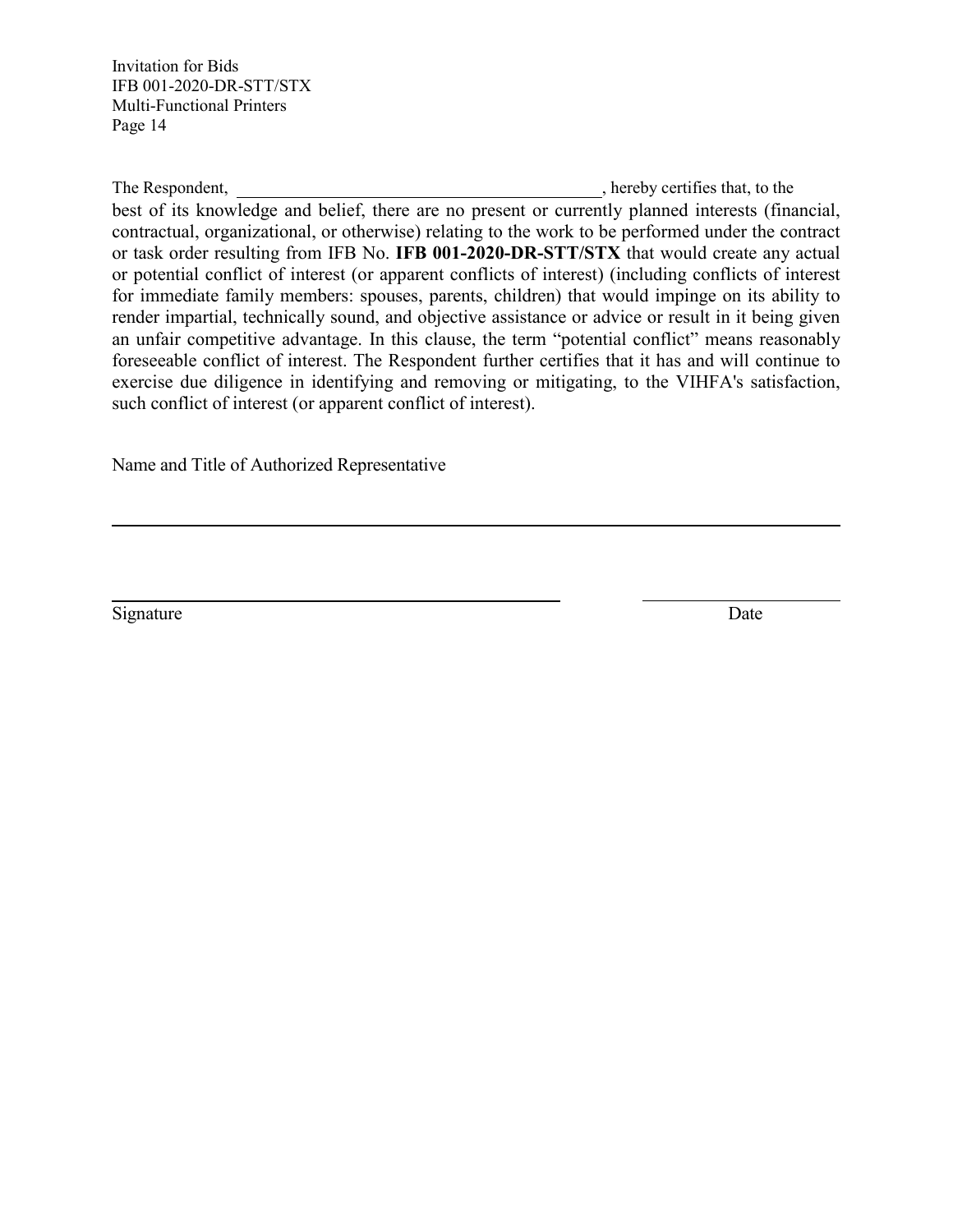The Respondent, \_\_\_\_\_\_\_\_\_\_\_\_\_\_\_\_\_\_\_\_\_\_\_\_\_\_\_\_\_\_\_\_\_\_\_\_\_\_\_\_, hereby certifies that, to the best of its knowledge and belief, there are no present or currently planned interests (financial, contractual, organizational, or otherwise) relating to the work to be performed under the contract or task order resulting from IFB No. **IFB 001-2020-DR-STT/STX** that would create any actual or potential conflict of interest (or apparent conflicts of interest) (including conflicts of interest for immediate family members: spouses, parents, children) that would impinge on its ability to render impartial, technically sound, and objective assistance or advice or result in it being given an unfair competitive advantage. In this clause, the term "potential conflict" means reasonably foreseeable conflict of interest. The Respondent further certifies that it has and will continue to exercise due diligence in identifying and removing or mitigating, to the VIHFA's satisfaction, such conflict of interest (or apparent conflict of interest).

Name and Title of Authorized Representative

\_\_\_\_\_\_\_\_\_\_\_\_\_\_\_\_\_\_\_\_\_\_\_\_\_\_\_\_\_\_\_\_\_\_\_\_\_\_\_\_\_\_\_\_\_\_\_\_\_\_\_\_\_\_\_\_\_\_\_\_

\_\_\_\_\_\_\_\_\_\_\_\_\_\_\_\_\_\_\_\_\_\_\_\_\_\_\_\_\_\_\_\_\_\_\_\_\_\_\_\_ \_\_\_\_\_\_\_\_\_\_\_\_\_\_\_\_\_\_\_\_

Signature Date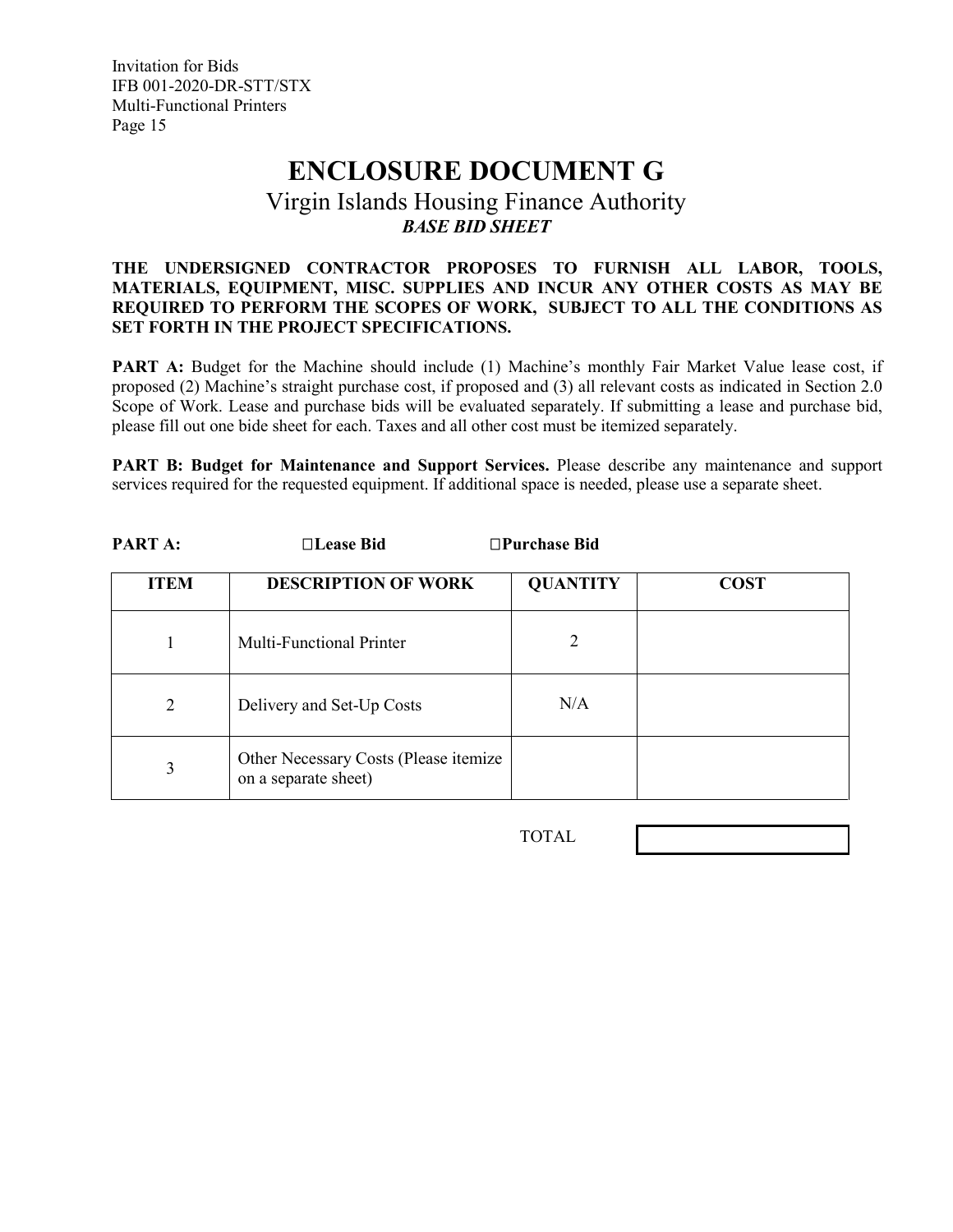# ENCLOSURE DOCUMENT G

## Virgin Islands Housing Finance Authority

### *BASE BID SHEET*

**THE UNDERSIGNED CONTRACTOR PROPOSES TO FURNISH ALL LABOR, TOOLS, MATERIALS, EQUIPMENT, MISC. SUPPLIES AND INCUR ANY OTHER COSTS AS MAY BE REQUIRED TO PERFORM THE SCOPES OF WORK, SUBJECT TO ALL THE CONDITIONS AS SET FORTH IN THE PROJECT SPECIFICATIONS.**

**PART A:** Budget for the Machine should include (1) Machine's monthly Fair Market Value lease cost, if proposed (2) Machine's straight purchase cost, if proposed and (3) all relevant costs as indicated in Section 2.0 Scope of Work. Lease and purchase bids will be evaluated separately. If submitting a lease and purchase bid, please fill out one bide sheet for each. Taxes and all other cost must be itemized separately.

**PART B: Budget for Maintenance and Support Services.** Please describe any maintenance and support services required for the requested equipment. If additional space is needed, please use a separate sheet.

**PART A:** ☐**Lease Bid** ☐**Purchase Bid**

| ITEM | DESCRIPTION OF WORK | QUANTITY | COST |
|---|---|---|---|
| 1 | Multi-Functional Printer | 2 | |
| 2 | Delivery and Set-Up Costs | N/A | |
| 3 | Other Necessary Costs (Please itemize on a separate sheet) | | |
| | | TOTAL | |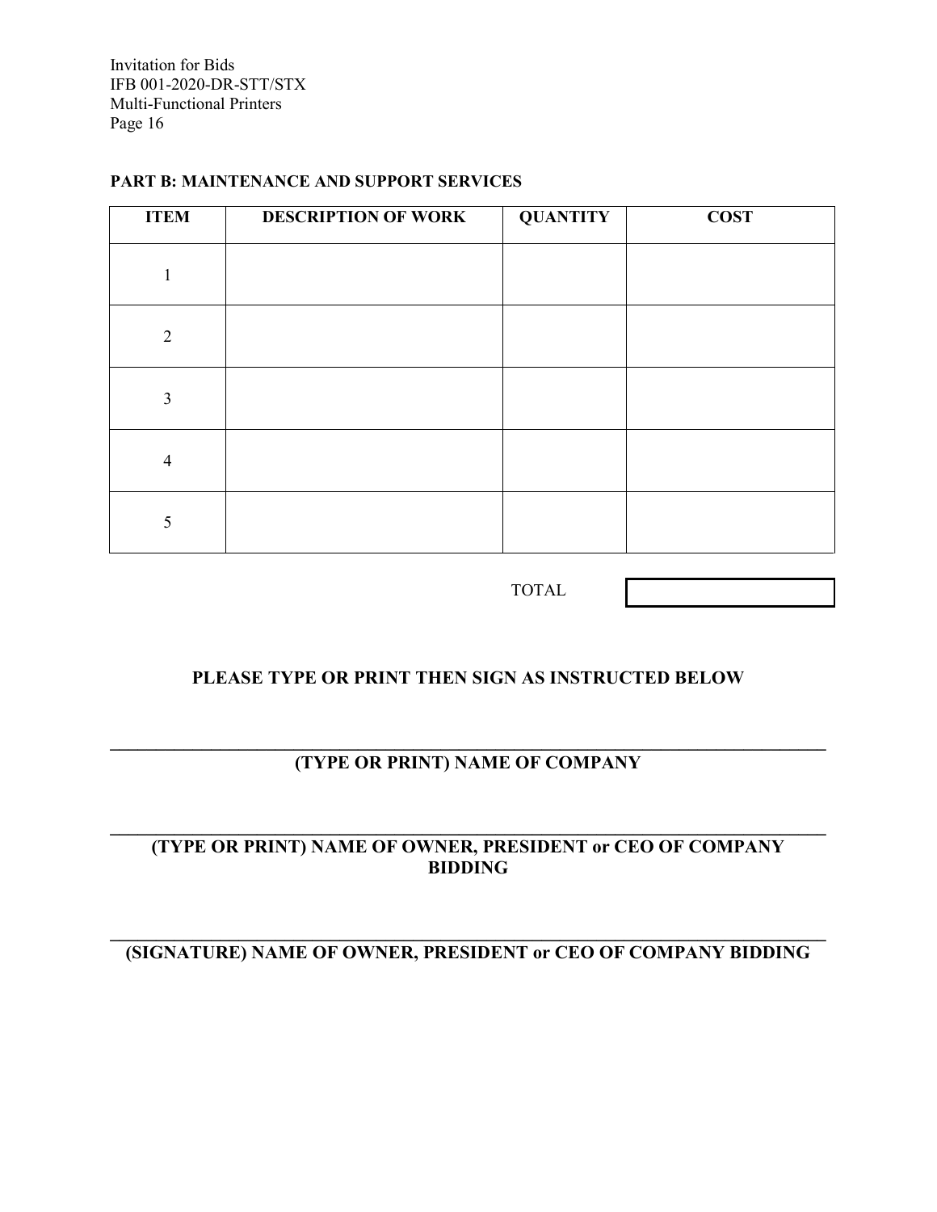**PART B: MAINTENANCE AND SUPPORT SERVICES**

| ITEM | DESCRIPTION OF WORK | QUANTITY | COST |
|---|---|---|---|
| 1 | | | |
| 2 | | | |
| 3 | | | |
| 4 | | | |
| 5 | | | |
| | | TOTAL | |

**PLEASE TYPE OR PRINT THEN SIGN AS INSTRUCTED BELOW**

\_\_\_\_\_\_\_\_\_\_\_\_\_\_\_\_\_\_\_\_\_\_\_\_\_\_\_\_\_\_\_\_\_\_\_\_\_\_\_\_\_\_\_\_\_\_\_\_\_\_\_\_\_\_\_\_\_\_\_\_

**(TYPE OR PRINT) NAME OF COMPANY**

\_\_\_\_\_\_\_\_\_\_\_\_\_\_\_\_\_\_\_\_\_\_\_\_\_\_\_\_\_\_\_\_\_\_\_\_\_\_\_\_\_\_\_\_\_\_\_\_\_\_\_\_\_\_\_\_\_\_\_\_

**(TYPE OR PRINT) NAME OF OWNER, PRESIDENT or CEO OF COMPANY BIDDING**

\_\_\_\_\_\_\_\_\_\_\_\_\_\_\_\_\_\_\_\_\_\_\_\_\_\_\_\_\_\_\_\_\_\_\_\_\_\_\_\_\_\_\_\_\_\_\_\_\_\_\_\_\_\_\_\_\_\_\_\_

**(SIGNATURE) NAME OF OWNER, PRESIDENT or CEO OF COMPANY BIDDING**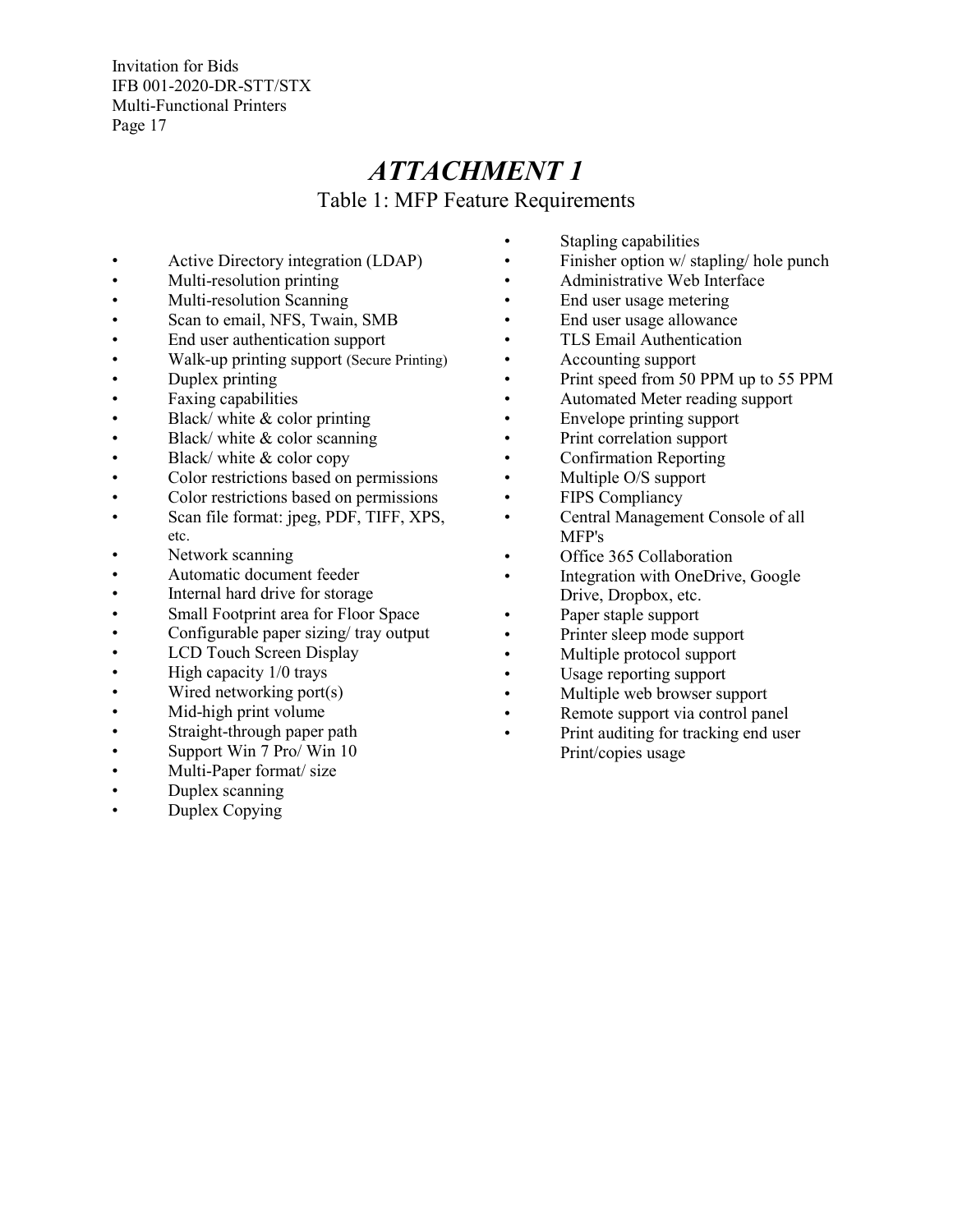# *ATTACHMENT 1*

## Table 1: MFP Feature Requirements

- Active Directory integration (LDAP)
- Multi-resolution printing
- Multi-resolution Scanning
- Scan to email, NFS, Twain, SMB
- End user authentication support
- Walk-up printing support (Secure Printing)
- Duplex printing
- Faxing capabilities
- Black/ white & color printing
- Black/ white & color scanning
- Black/ white & color copy
- Color restrictions based on permissions
- Color restrictions based on permissions
- Scan file format: jpeg, PDF, TIFF, XPS, etc.
- Network scanning
- Automatic document feeder
- Internal hard drive for storage
- Small Footprint area for Floor Space
- Configurable paper sizing/ tray output
- LCD Touch Screen Display
- High capacity 1/0 trays
- Wired networking port(s)
- Mid-high print volume
- Straight-through paper path
- Support Win 7 Pro/ Win 10
- Multi-Paper format/ size
- Duplex scanning
- Duplex Copying
- Stapling capabilities
- Finisher option w/ stapling/ hole punch
- Administrative Web Interface
- End user usage metering
- End user usage allowance
- TLS Email Authentication
- Accounting support
- Print speed from 50 PPM up to 55 PPM
- Automated Meter reading support
- Envelope printing support
- Print correlation support
- Confirmation Reporting
- Multiple O/S support
- FIPS Compliancy
- Central Management Console of all MFP's
- Office 365 Collaboration
- Integration with OneDrive, Google Drive, Dropbox, etc.
- Paper staple support
- Printer sleep mode support
- Multiple protocol support
- Usage reporting support
- Multiple web browser support
- Remote support via control panel
- Print auditing for tracking end user Print/copies usage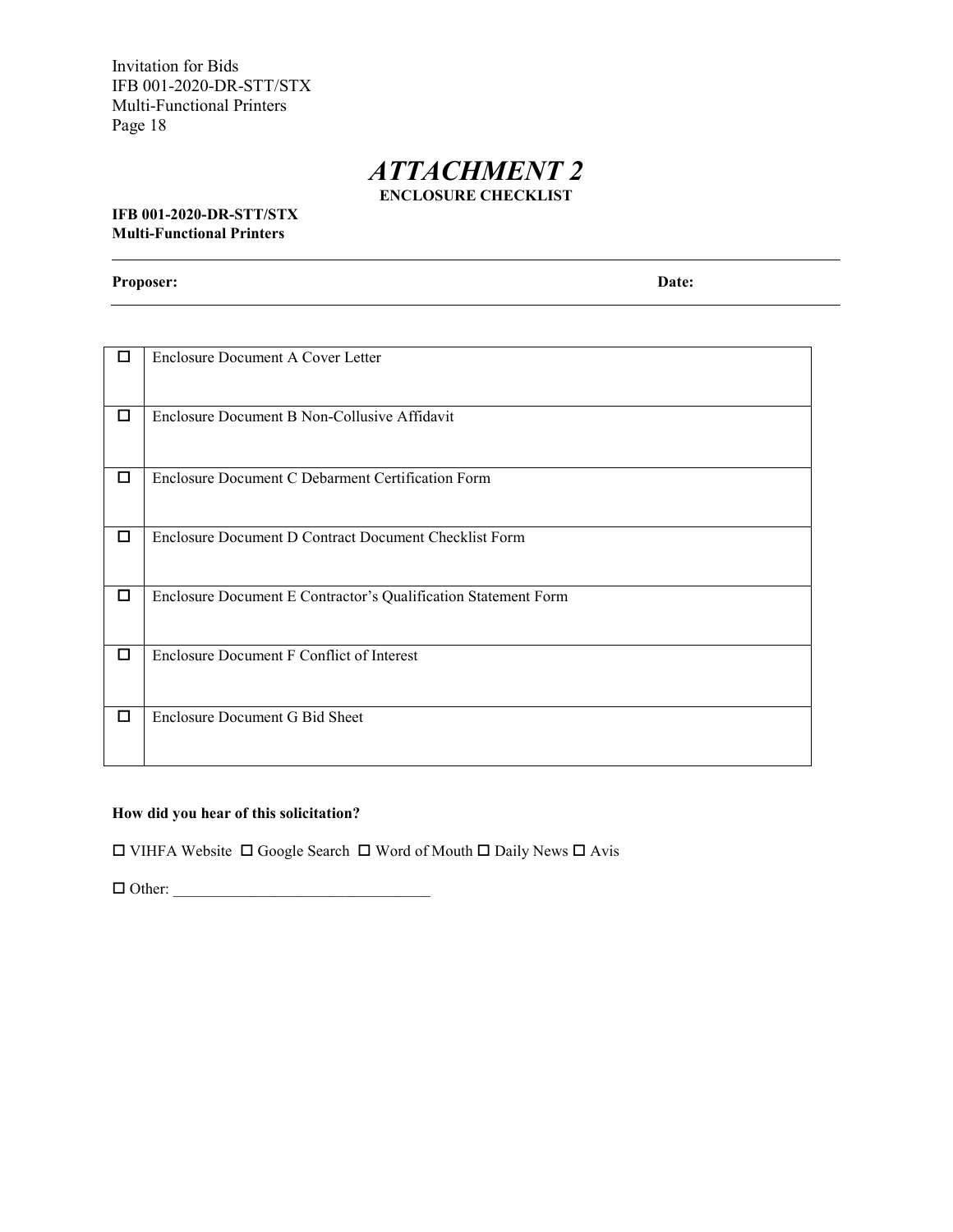# *ATTACHMENT 2*

**ENCLOSURE CHECKLIST**

**IFB 001-2020-DR-STT/STX**
**Multi-Functional Printers**

**Proposer:** **Date:**

| ☐ | Enclosure Document A Cover Letter |
|---|---|
| ☐ | Enclosure Document B Non-Collusive Affidavit |
| ☐ | Enclosure Document C Debarment Certification Form |
| ☐ | Enclosure Document D Contract Document Checklist Form |
| ☐ | Enclosure Document E Contractor's Qualification Statement Form |
| ☐ | Enclosure Document F Conflict of Interest |
| ☐ | Enclosure Document G Bid Sheet |

**How did you hear of this solicitation?**

☐ VIHFA Website ☐ Google Search ☐ Word of Mouth ☐ Daily News ☐ Avis

☐ Other: ________________________________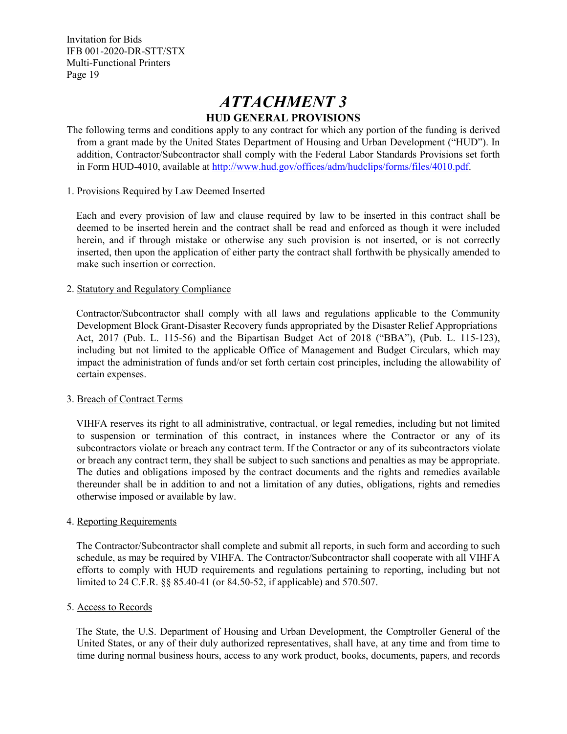# *ATTACHMENT 3*

## HUD GENERAL PROVISIONS

The following terms and conditions apply to any contract for which any portion of the funding is derived from a grant made by the United States Department of Housing and Urban Development ("HUD"). In addition, Contractor/Subcontractor shall comply with the Federal Labor Standards Provisions set forth in Form HUD-4010, available at http://www.hud.gov/offices/adm/hudclips/forms/files/4010.pdf.

1. Provisions Required by Law Deemed Inserted

   Each and every provision of law and clause required by law to be inserted in this contract shall be deemed to be inserted herein and the contract shall be read and enforced as though it were included herein, and if through mistake or otherwise any such provision is not inserted, or is not correctly inserted, then upon the application of either party the contract shall forthwith be physically amended to make such insertion or correction.

2. Statutory and Regulatory Compliance

   Contractor/Subcontractor shall comply with all laws and regulations applicable to the Community Development Block Grant-Disaster Recovery funds appropriated by the Disaster Relief Appropriations Act, 2017 (Pub. L. 115-56) and the Bipartisan Budget Act of 2018 ("BBA"), (Pub. L. 115-123), including but not limited to the applicable Office of Management and Budget Circulars, which may impact the administration of funds and/or set forth certain cost principles, including the allowability of certain expenses.

3. Breach of Contract Terms

   VIHFA reserves its right to all administrative, contractual, or legal remedies, including but not limited to suspension or termination of this contract, in instances where the Contractor or any of its subcontractors violate or breach any contract term. If the Contractor or any of its subcontractors violate or breach any contract term, they shall be subject to such sanctions and penalties as may be appropriate. The duties and obligations imposed by the contract documents and the rights and remedies available thereunder shall be in addition to and not a limitation of any duties, obligations, rights and remedies otherwise imposed or available by law.

4. Reporting Requirements

   The Contractor/Subcontractor shall complete and submit all reports, in such form and according to such schedule, as may be required by VIHFA. The Contractor/Subcontractor shall cooperate with all VIHFA efforts to comply with HUD requirements and regulations pertaining to reporting, including but not limited to 24 C.F.R. §§ 85.40-41 (or 84.50-52, if applicable) and 570.507.

5. Access to Records

   The State, the U.S. Department of Housing and Urban Development, the Comptroller General of the United States, or any of their duly authorized representatives, shall have, at any time and from time to time during normal business hours, access to any work product, books, documents, papers, and records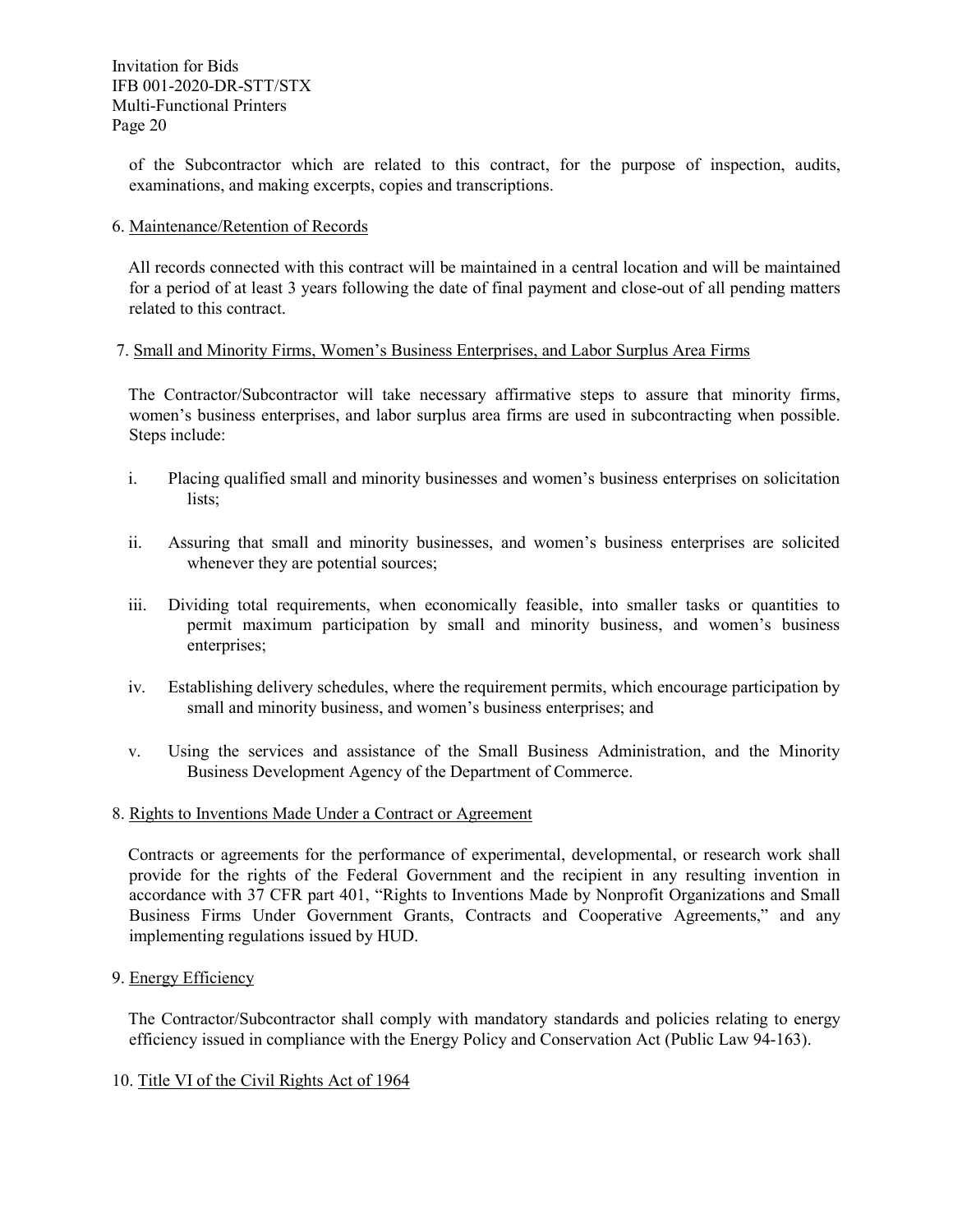of the Subcontractor which are related to this contract, for the purpose of inspection, audits, examinations, and making excerpts, copies and transcriptions.

6. Maintenance/Retention of Records

All records connected with this contract will be maintained in a central location and will be maintained for a period of at least 3 years following the date of final payment and close-out of all pending matters related to this contract.

7. Small and Minority Firms, Women's Business Enterprises, and Labor Surplus Area Firms

The Contractor/Subcontractor will take necessary affirmative steps to assure that minority firms, women's business enterprises, and labor surplus area firms are used in subcontracting when possible. Steps include:

i. Placing qualified small and minority businesses and women's business enterprises on solicitation lists;

ii. Assuring that small and minority businesses, and women's business enterprises are solicited whenever they are potential sources;

iii. Dividing total requirements, when economically feasible, into smaller tasks or quantities to permit maximum participation by small and minority business, and women's business enterprises;

iv. Establishing delivery schedules, where the requirement permits, which encourage participation by small and minority business, and women's business enterprises; and

v. Using the services and assistance of the Small Business Administration, and the Minority Business Development Agency of the Department of Commerce.

8. Rights to Inventions Made Under a Contract or Agreement

Contracts or agreements for the performance of experimental, developmental, or research work shall provide for the rights of the Federal Government and the recipient in any resulting invention in accordance with 37 CFR part 401, "Rights to Inventions Made by Nonprofit Organizations and Small Business Firms Under Government Grants, Contracts and Cooperative Agreements," and any implementing regulations issued by HUD.

9. Energy Efficiency

The Contractor/Subcontractor shall comply with mandatory standards and policies relating to energy efficiency issued in compliance with the Energy Policy and Conservation Act (Public Law 94-163).

10. Title VI of the Civil Rights Act of 1964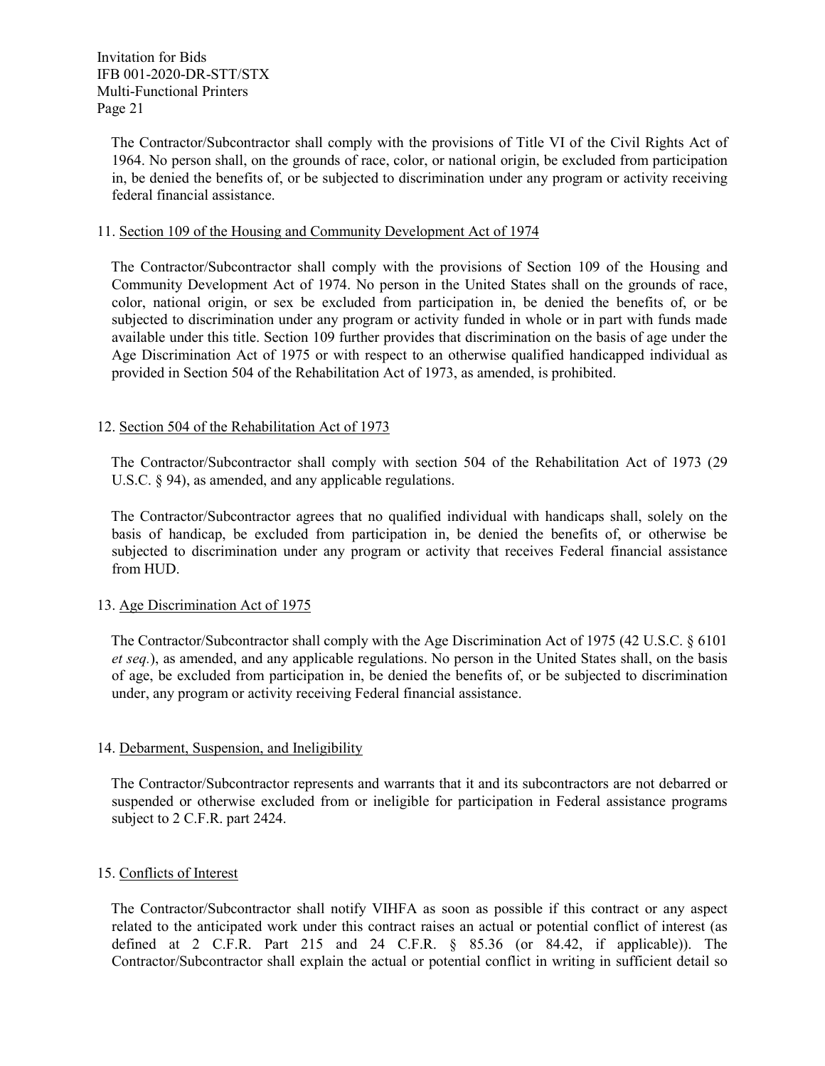The Contractor/Subcontractor shall comply with the provisions of Title VI of the Civil Rights Act of 1964. No person shall, on the grounds of race, color, or national origin, be excluded from participation in, be denied the benefits of, or be subjected to discrimination under any program or activity receiving federal financial assistance.

11. <u>Section 109 of the Housing and Community Development Act of 1974</u>

The Contractor/Subcontractor shall comply with the provisions of Section 109 of the Housing and Community Development Act of 1974. No person in the United States shall on the grounds of race, color, national origin, or sex be excluded from participation in, be denied the benefits of, or be subjected to discrimination under any program or activity funded in whole or in part with funds made available under this title. Section 109 further provides that discrimination on the basis of age under the Age Discrimination Act of 1975 or with respect to an otherwise qualified handicapped individual as provided in Section 504 of the Rehabilitation Act of 1973, as amended, is prohibited.

12. <u>Section 504 of the Rehabilitation Act of 1973</u>

The Contractor/Subcontractor shall comply with section 504 of the Rehabilitation Act of 1973 (29 U.S.C. § 94), as amended, and any applicable regulations.

The Contractor/Subcontractor agrees that no qualified individual with handicaps shall, solely on the basis of handicap, be excluded from participation in, be denied the benefits of, or otherwise be subjected to discrimination under any program or activity that receives Federal financial assistance from HUD.

13. <u>Age Discrimination Act of 1975</u>

The Contractor/Subcontractor shall comply with the Age Discrimination Act of 1975 (42 U.S.C. § 6101 *et seq.*), as amended, and any applicable regulations. No person in the United States shall, on the basis of age, be excluded from participation in, be denied the benefits of, or be subjected to discrimination under, any program or activity receiving Federal financial assistance.

14. <u>Debarment, Suspension, and Ineligibility</u>

The Contractor/Subcontractor represents and warrants that it and its subcontractors are not debarred or suspended or otherwise excluded from or ineligible for participation in Federal assistance programs subject to 2 C.F.R. part 2424.

15. <u>Conflicts of Interest</u>

The Contractor/Subcontractor shall notify VIHFA as soon as possible if this contract or any aspect related to the anticipated work under this contract raises an actual or potential conflict of interest (as defined at 2 C.F.R. Part 215 and 24 C.F.R. § 85.36 (or 84.42, if applicable)). The Contractor/Subcontractor shall explain the actual or potential conflict in writing in sufficient detail so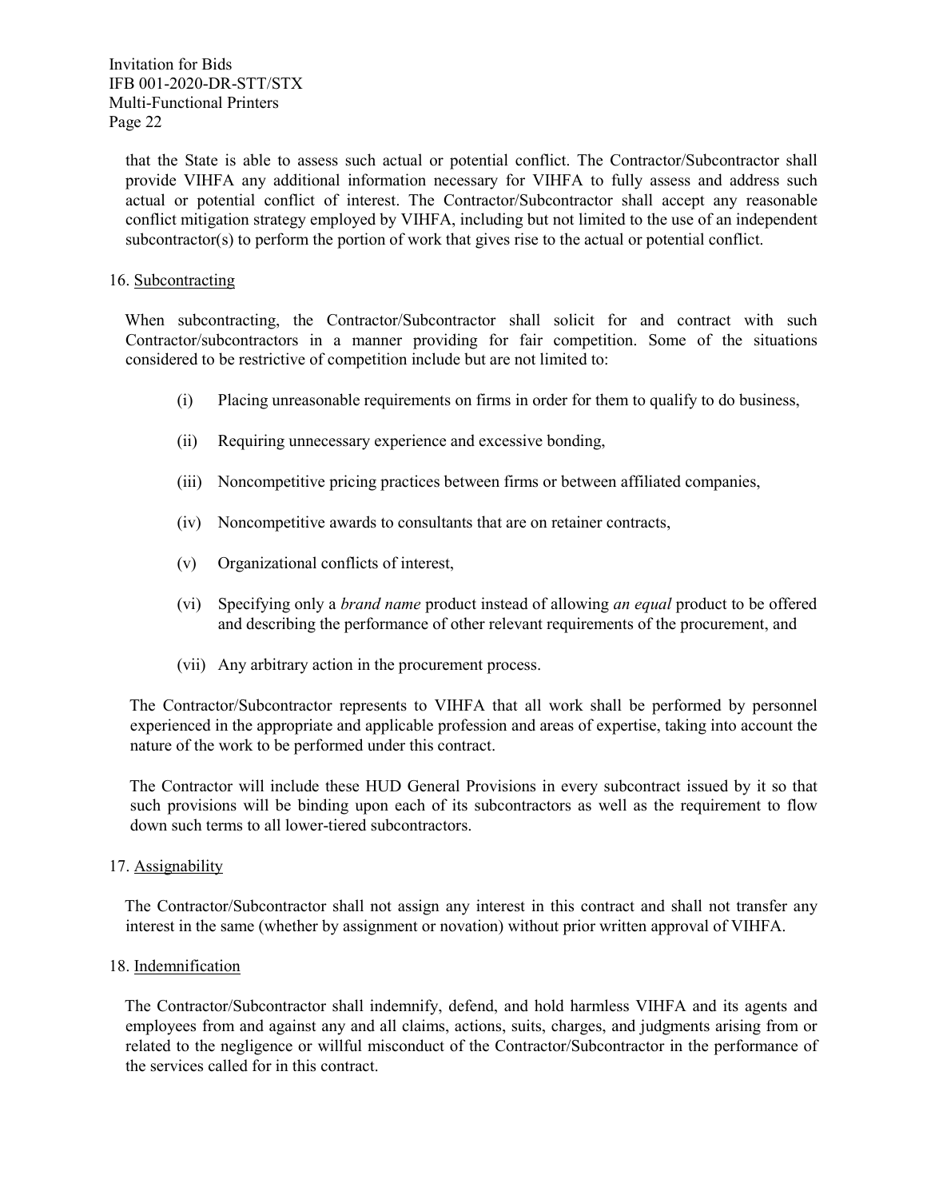that the State is able to assess such actual or potential conflict. The Contractor/Subcontractor shall provide VIHFA any additional information necessary for VIHFA to fully assess and address such actual or potential conflict of interest. The Contractor/Subcontractor shall accept any reasonable conflict mitigation strategy employed by VIHFA, including but not limited to the use of an independent subcontractor(s) to perform the portion of work that gives rise to the actual or potential conflict.

16. Subcontracting

When subcontracting, the Contractor/Subcontractor shall solicit for and contract with such Contractor/subcontractors in a manner providing for fair competition. Some of the situations considered to be restrictive of competition include but are not limited to:

(i) Placing unreasonable requirements on firms in order for them to qualify to do business,

(ii) Requiring unnecessary experience and excessive bonding,

(iii) Noncompetitive pricing practices between firms or between affiliated companies,

(iv) Noncompetitive awards to consultants that are on retainer contracts,

(v) Organizational conflicts of interest,

(vi) Specifying only a *brand name* product instead of allowing *an equal* product to be offered and describing the performance of other relevant requirements of the procurement, and

(vii) Any arbitrary action in the procurement process.

The Contractor/Subcontractor represents to VIHFA that all work shall be performed by personnel experienced in the appropriate and applicable profession and areas of expertise, taking into account the nature of the work to be performed under this contract.

The Contractor will include these HUD General Provisions in every subcontract issued by it so that such provisions will be binding upon each of its subcontractors as well as the requirement to flow down such terms to all lower-tiered subcontractors.

17. Assignability

The Contractor/Subcontractor shall not assign any interest in this contract and shall not transfer any interest in the same (whether by assignment or novation) without prior written approval of VIHFA.

18. Indemnification

The Contractor/Subcontractor shall indemnify, defend, and hold harmless VIHFA and its agents and employees from and against any and all claims, actions, suits, charges, and judgments arising from or related to the negligence or willful misconduct of the Contractor/Subcontractor in the performance of the services called for in this contract.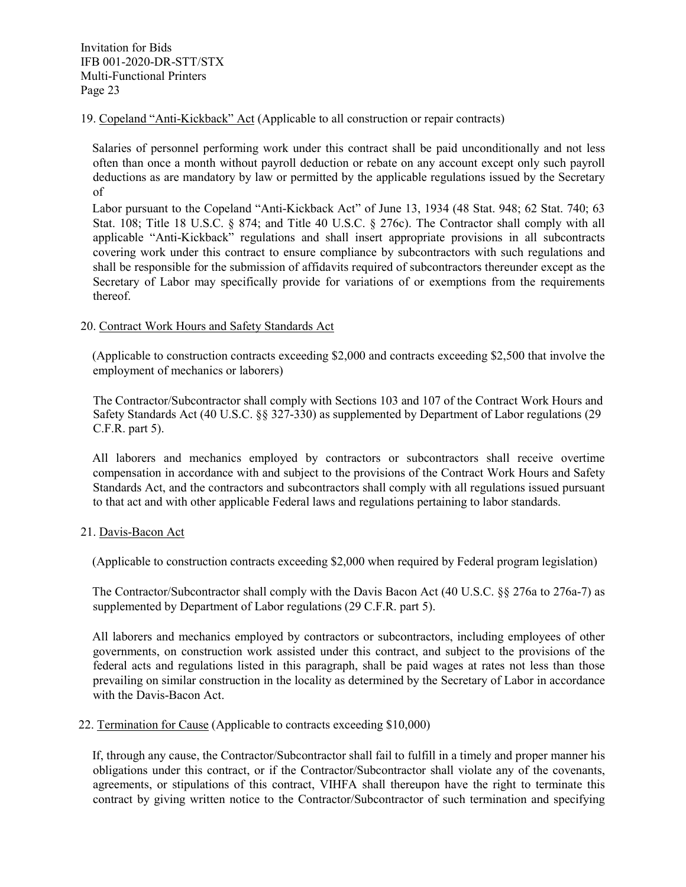19. Copeland "Anti-Kickback" Act (Applicable to all construction or repair contracts)

Salaries of personnel performing work under this contract shall be paid unconditionally and not less often than once a month without payroll deduction or rebate on any account except only such payroll deductions as are mandatory by law or permitted by the applicable regulations issued by the Secretary of

Labor pursuant to the Copeland "Anti-Kickback Act" of June 13, 1934 (48 Stat. 948; 62 Stat. 740; 63 Stat. 108; Title 18 U.S.C. § 874; and Title 40 U.S.C. § 276c). The Contractor shall comply with all applicable "Anti-Kickback" regulations and shall insert appropriate provisions in all subcontracts covering work under this contract to ensure compliance by subcontractors with such regulations and shall be responsible for the submission of affidavits required of subcontractors thereunder except as the Secretary of Labor may specifically provide for variations of or exemptions from the requirements thereof.

20. Contract Work Hours and Safety Standards Act

(Applicable to construction contracts exceeding $2,000 and contracts exceeding $2,500 that involve the employment of mechanics or laborers)

The Contractor/Subcontractor shall comply with Sections 103 and 107 of the Contract Work Hours and Safety Standards Act (40 U.S.C. §§ 327-330) as supplemented by Department of Labor regulations (29 C.F.R. part 5).

All laborers and mechanics employed by contractors or subcontractors shall receive overtime compensation in accordance with and subject to the provisions of the Contract Work Hours and Safety Standards Act, and the contractors and subcontractors shall comply with all regulations issued pursuant to that act and with other applicable Federal laws and regulations pertaining to labor standards.

21. Davis-Bacon Act

(Applicable to construction contracts exceeding $2,000 when required by Federal program legislation)

The Contractor/Subcontractor shall comply with the Davis Bacon Act (40 U.S.C. §§ 276a to 276a-7) as supplemented by Department of Labor regulations (29 C.F.R. part 5).

All laborers and mechanics employed by contractors or subcontractors, including employees of other governments, on construction work assisted under this contract, and subject to the provisions of the federal acts and regulations listed in this paragraph, shall be paid wages at rates not less than those prevailing on similar construction in the locality as determined by the Secretary of Labor in accordance with the Davis-Bacon Act.

22. Termination for Cause (Applicable to contracts exceeding $10,000)

If, through any cause, the Contractor/Subcontractor shall fail to fulfill in a timely and proper manner his obligations under this contract, or if the Contractor/Subcontractor shall violate any of the covenants, agreements, or stipulations of this contract, VIHFA shall thereupon have the right to terminate this contract by giving written notice to the Contractor/Subcontractor of such termination and specifying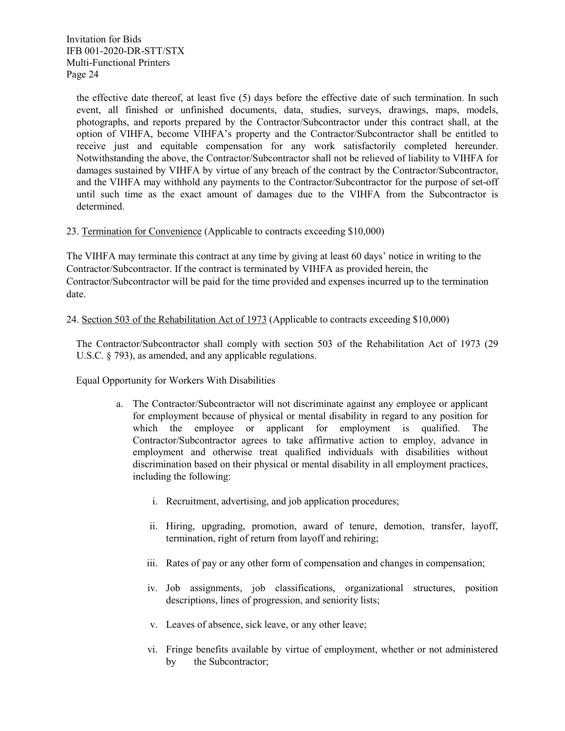the effective date thereof, at least five (5) days before the effective date of such termination. In such event, all finished or unfinished documents, data, studies, surveys, drawings, maps, models, photographs, and reports prepared by the Contractor/Subcontractor under this contract shall, at the option of VIHFA, become VIHFA's property and the Contractor/Subcontractor shall be entitled to receive just and equitable compensation for any work satisfactorily completed hereunder. Notwithstanding the above, the Contractor/Subcontractor shall not be relieved of liability to VIHFA for damages sustained by VIHFA by virtue of any breach of the contract by the Contractor/Subcontractor, and the VIHFA may withhold any payments to the Contractor/Subcontractor for the purpose of set-off until such time as the exact amount of damages due to the VIHFA from the Subcontractor is determined.

23. Termination for Convenience (Applicable to contracts exceeding $10,000)

The VIHFA may terminate this contract at any time by giving at least 60 days' notice in writing to the Contractor/Subcontractor. If the contract is terminated by VIHFA as provided herein, the Contractor/Subcontractor will be paid for the time provided and expenses incurred up to the termination date.

24. Section 503 of the Rehabilitation Act of 1973 (Applicable to contracts exceeding $10,000)

The Contractor/Subcontractor shall comply with section 503 of the Rehabilitation Act of 1973 (29 U.S.C. § 793), as amended, and any applicable regulations.

Equal Opportunity for Workers With Disabilities

a. The Contractor/Subcontractor will not discriminate against any employee or applicant for employment because of physical or mental disability in regard to any position for which the employee or applicant for employment is qualified. The Contractor/Subcontractor agrees to take affirmative action to employ, advance in employment and otherwise treat qualified individuals with disabilities without discrimination based on their physical or mental disability in all employment practices, including the following:

   i. Recruitment, advertising, and job application procedures;

   ii. Hiring, upgrading, promotion, award of tenure, demotion, transfer, layoff, termination, right of return from layoff and rehiring;

   iii. Rates of pay or any other form of compensation and changes in compensation;

   iv. Job assignments, job classifications, organizational structures, position descriptions, lines of progression, and seniority lists;

   v. Leaves of absence, sick leave, or any other leave;

   vi. Fringe benefits available by virtue of employment, whether or not administered by the Subcontractor;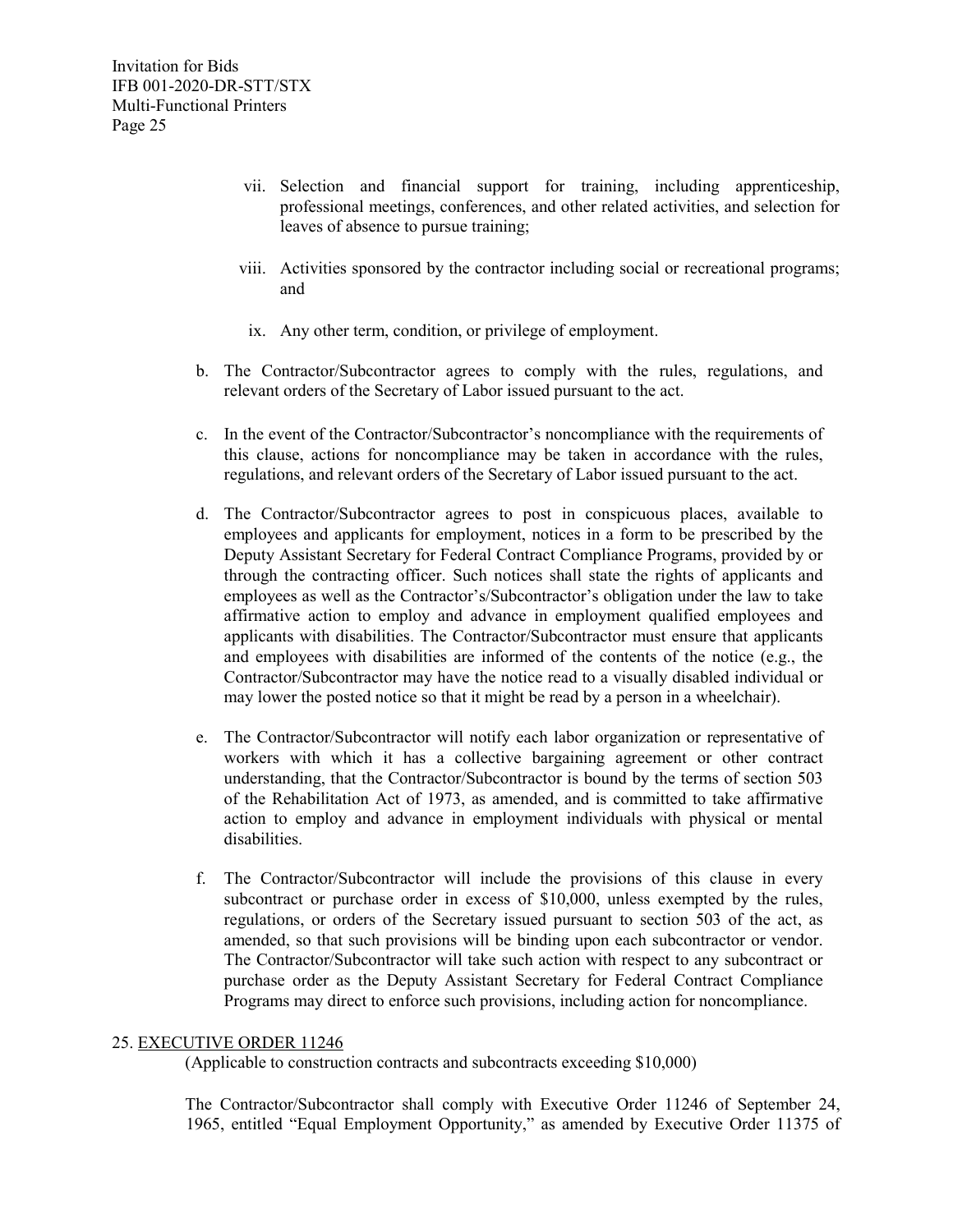vii. Selection and financial support for training, including apprenticeship, professional meetings, conferences, and other related activities, and selection for leaves of absence to pursue training;

viii. Activities sponsored by the contractor including social or recreational programs; and

ix. Any other term, condition, or privilege of employment.

b. The Contractor/Subcontractor agrees to comply with the rules, regulations, and relevant orders of the Secretary of Labor issued pursuant to the act.

c. In the event of the Contractor/Subcontractor's noncompliance with the requirements of this clause, actions for noncompliance may be taken in accordance with the rules, regulations, and relevant orders of the Secretary of Labor issued pursuant to the act.

d. The Contractor/Subcontractor agrees to post in conspicuous places, available to employees and applicants for employment, notices in a form to be prescribed by the Deputy Assistant Secretary for Federal Contract Compliance Programs, provided by or through the contracting officer. Such notices shall state the rights of applicants and employees as well as the Contractor's/Subcontractor's obligation under the law to take affirmative action to employ and advance in employment qualified employees and applicants with disabilities. The Contractor/Subcontractor must ensure that applicants and employees with disabilities are informed of the contents of the notice (e.g., the Contractor/Subcontractor may have the notice read to a visually disabled individual or may lower the posted notice so that it might be read by a person in a wheelchair).

e. The Contractor/Subcontractor will notify each labor organization or representative of workers with which it has a collective bargaining agreement or other contract understanding, that the Contractor/Subcontractor is bound by the terms of section 503 of the Rehabilitation Act of 1973, as amended, and is committed to take affirmative action to employ and advance in employment individuals with physical or mental disabilities.

f. The Contractor/Subcontractor will include the provisions of this clause in every subcontract or purchase order in excess of $10,000, unless exempted by the rules, regulations, or orders of the Secretary issued pursuant to section 503 of the act, as amended, so that such provisions will be binding upon each subcontractor or vendor. The Contractor/Subcontractor will take such action with respect to any subcontract or purchase order as the Deputy Assistant Secretary for Federal Contract Compliance Programs may direct to enforce such provisions, including action for noncompliance.

25. <u>EXECUTIVE ORDER 11246</u>

(Applicable to construction contracts and subcontracts exceeding $10,000)

The Contractor/Subcontractor shall comply with Executive Order 11246 of September 24, 1965, entitled "Equal Employment Opportunity," as amended by Executive Order 11375 of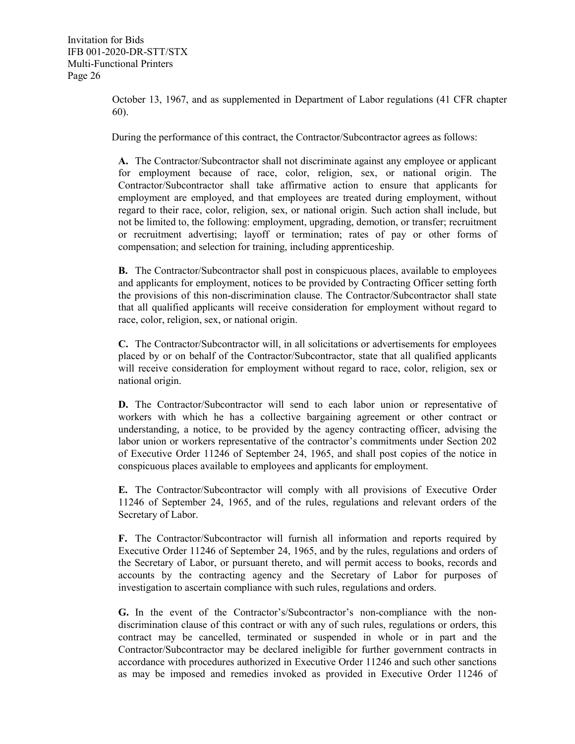October 13, 1967, and as supplemented in Department of Labor regulations (41 CFR chapter 60).

During the performance of this contract, the Contractor/Subcontractor agrees as follows:

**A.** The Contractor/Subcontractor shall not discriminate against any employee or applicant for employment because of race, color, religion, sex, or national origin. The Contractor/Subcontractor shall take affirmative action to ensure that applicants for employment are employed, and that employees are treated during employment, without regard to their race, color, religion, sex, or national origin. Such action shall include, but not be limited to, the following: employment, upgrading, demotion, or transfer; recruitment or recruitment advertising; layoff or termination; rates of pay or other forms of compensation; and selection for training, including apprenticeship.

**B.** The Contractor/Subcontractor shall post in conspicuous places, available to employees and applicants for employment, notices to be provided by Contracting Officer setting forth the provisions of this non-discrimination clause. The Contractor/Subcontractor shall state that all qualified applicants will receive consideration for employment without regard to race, color, religion, sex, or national origin.

**C.** The Contractor/Subcontractor will, in all solicitations or advertisements for employees placed by or on behalf of the Contractor/Subcontractor, state that all qualified applicants will receive consideration for employment without regard to race, color, religion, sex or national origin.

**D.** The Contractor/Subcontractor will send to each labor union or representative of workers with which he has a collective bargaining agreement or other contract or understanding, a notice, to be provided by the agency contracting officer, advising the labor union or workers representative of the contractor's commitments under Section 202 of Executive Order 11246 of September 24, 1965, and shall post copies of the notice in conspicuous places available to employees and applicants for employment.

**E.** The Contractor/Subcontractor will comply with all provisions of Executive Order 11246 of September 24, 1965, and of the rules, regulations and relevant orders of the Secretary of Labor.

**F.** The Contractor/Subcontractor will furnish all information and reports required by Executive Order 11246 of September 24, 1965, and by the rules, regulations and orders of the Secretary of Labor, or pursuant thereto, and will permit access to books, records and accounts by the contracting agency and the Secretary of Labor for purposes of investigation to ascertain compliance with such rules, regulations and orders.

**G.** In the event of the Contractor's/Subcontractor's non-compliance with the non-discrimination clause of this contract or with any of such rules, regulations or orders, this contract may be cancelled, terminated or suspended in whole or in part and the Contractor/Subcontractor may be declared ineligible for further government contracts in accordance with procedures authorized in Executive Order 11246 and such other sanctions as may be imposed and remedies invoked as provided in Executive Order 11246 of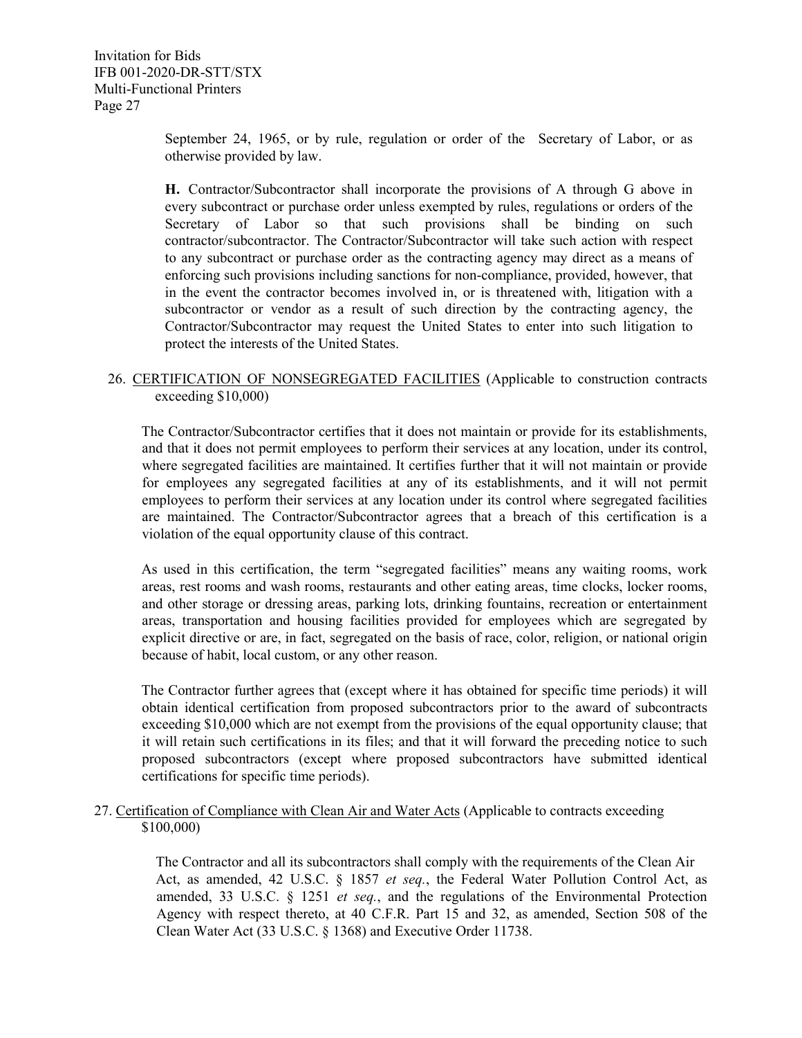September 24, 1965, or by rule, regulation or order of the Secretary of Labor, or as otherwise provided by law.

**H.** Contractor/Subcontractor shall incorporate the provisions of A through G above in every subcontract or purchase order unless exempted by rules, regulations or orders of the Secretary of Labor so that such provisions shall be binding on such contractor/subcontractor. The Contractor/Subcontractor will take such action with respect to any subcontract or purchase order as the contracting agency may direct as a means of enforcing such provisions including sanctions for non-compliance, provided, however, that in the event the contractor becomes involved in, or is threatened with, litigation with a subcontractor or vendor as a result of such direction by the contracting agency, the Contractor/Subcontractor may request the United States to enter into such litigation to protect the interests of the United States.

26. CERTIFICATION OF NONSEGREGATED FACILITIES (Applicable to construction contracts exceeding $10,000)

The Contractor/Subcontractor certifies that it does not maintain or provide for its establishments, and that it does not permit employees to perform their services at any location, under its control, where segregated facilities are maintained. It certifies further that it will not maintain or provide for employees any segregated facilities at any of its establishments, and it will not permit employees to perform their services at any location under its control where segregated facilities are maintained. The Contractor/Subcontractor agrees that a breach of this certification is a violation of the equal opportunity clause of this contract.

As used in this certification, the term "segregated facilities" means any waiting rooms, work areas, rest rooms and wash rooms, restaurants and other eating areas, time clocks, locker rooms, and other storage or dressing areas, parking lots, drinking fountains, recreation or entertainment areas, transportation and housing facilities provided for employees which are segregated by explicit directive or are, in fact, segregated on the basis of race, color, religion, or national origin because of habit, local custom, or any other reason.

The Contractor further agrees that (except where it has obtained for specific time periods) it will obtain identical certification from proposed subcontractors prior to the award of subcontracts exceeding $10,000 which are not exempt from the provisions of the equal opportunity clause; that it will retain such certifications in its files; and that it will forward the preceding notice to such proposed subcontractors (except where proposed subcontractors have submitted identical certifications for specific time periods).

27. Certification of Compliance with Clean Air and Water Acts (Applicable to contracts exceeding $100,000)

The Contractor and all its subcontractors shall comply with the requirements of the Clean Air Act, as amended, 42 U.S.C. § 1857 *et seq.*, the Federal Water Pollution Control Act, as amended, 33 U.S.C. § 1251 *et seq.*, and the regulations of the Environmental Protection Agency with respect thereto, at 40 C.F.R. Part 15 and 32, as amended, Section 508 of the Clean Water Act (33 U.S.C. § 1368) and Executive Order 11738.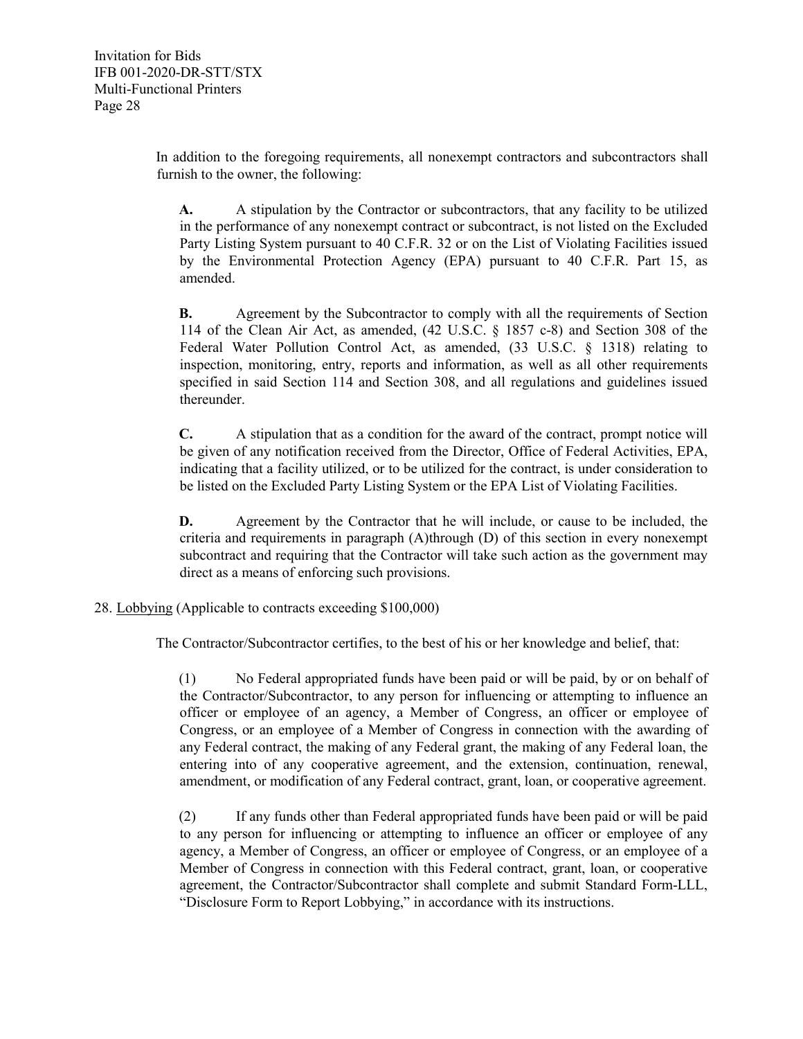In addition to the foregoing requirements, all nonexempt contractors and subcontractors shall furnish to the owner, the following:

> **A.** A stipulation by the Contractor or subcontractors, that any facility to be utilized in the performance of any nonexempt contract or subcontract, is not listed on the Excluded Party Listing System pursuant to 40 C.F.R. 32 or on the List of Violating Facilities issued by the Environmental Protection Agency (EPA) pursuant to 40 C.F.R. Part 15, as amended.
>
> **B.** Agreement by the Subcontractor to comply with all the requirements of Section 114 of the Clean Air Act, as amended, (42 U.S.C. § 1857 c-8) and Section 308 of the Federal Water Pollution Control Act, as amended, (33 U.S.C. § 1318) relating to inspection, monitoring, entry, reports and information, as well as all other requirements specified in said Section 114 and Section 308, and all regulations and guidelines issued thereunder.
>
> **C.** A stipulation that as a condition for the award of the contract, prompt notice will be given of any notification received from the Director, Office of Federal Activities, EPA, indicating that a facility utilized, or to be utilized for the contract, is under consideration to be listed on the Excluded Party Listing System or the EPA List of Violating Facilities.
>
> **D.** Agreement by the Contractor that he will include, or cause to be included, the criteria and requirements in paragraph (A)through (D) of this section in every nonexempt subcontract and requiring that the Contractor will take such action as the government may direct as a means of enforcing such provisions.

28. Lobbying (Applicable to contracts exceeding $100,000)

The Contractor/Subcontractor certifies, to the best of his or her knowledge and belief, that:

> (1) No Federal appropriated funds have been paid or will be paid, by or on behalf of the Contractor/Subcontractor, to any person for influencing or attempting to influence an officer or employee of an agency, a Member of Congress, an officer or employee of Congress, or an employee of a Member of Congress in connection with the awarding of any Federal contract, the making of any Federal grant, the making of any Federal loan, the entering into of any cooperative agreement, and the extension, continuation, renewal, amendment, or modification of any Federal contract, grant, loan, or cooperative agreement.
>
> (2) If any funds other than Federal appropriated funds have been paid or will be paid to any person for influencing or attempting to influence an officer or employee of any agency, a Member of Congress, an officer or employee of Congress, or an employee of a Member of Congress in connection with this Federal contract, grant, loan, or cooperative agreement, the Contractor/Subcontractor shall complete and submit Standard Form-LLL, "Disclosure Form to Report Lobbying," in accordance with its instructions.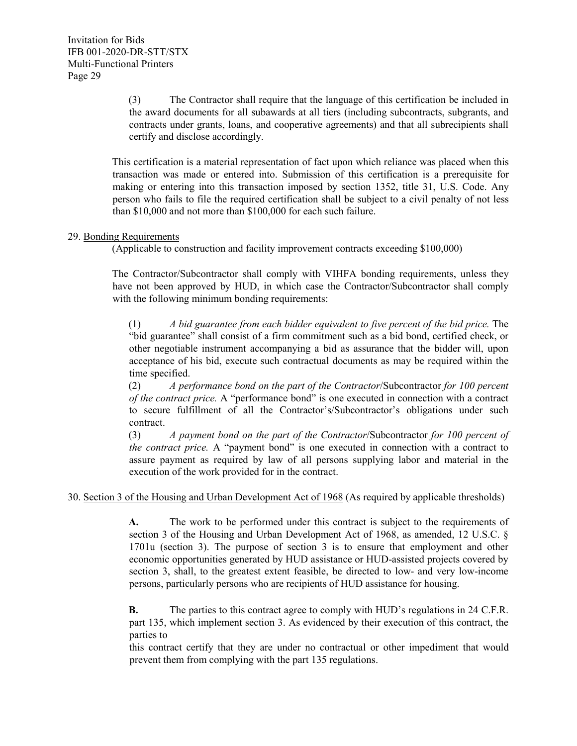(3) The Contractor shall require that the language of this certification be included in the award documents for all subawards at all tiers (including subcontracts, subgrants, and contracts under grants, loans, and cooperative agreements) and that all subrecipients shall certify and disclose accordingly.

This certification is a material representation of fact upon which reliance was placed when this transaction was made or entered into. Submission of this certification is a prerequisite for making or entering into this transaction imposed by section 1352, title 31, U.S. Code. Any person who fails to file the required certification shall be subject to a civil penalty of not less than $10,000 and not more than $100,000 for each such failure.

29. <u>Bonding Requirements</u>

(Applicable to construction and facility improvement contracts exceeding $100,000)

The Contractor/Subcontractor shall comply with VIHFA bonding requirements, unless they have not been approved by HUD, in which case the Contractor/Subcontractor shall comply with the following minimum bonding requirements:

(1) *A bid guarantee from each bidder equivalent to five percent of the bid price.* The "bid guarantee" shall consist of a firm commitment such as a bid bond, certified check, or other negotiable instrument accompanying a bid as assurance that the bidder will, upon acceptance of his bid, execute such contractual documents as may be required within the time specified.

(2) *A performance bond on the part of the Contractor*/Subcontractor *for 100 percent of the contract price.* A "performance bond" is one executed in connection with a contract to secure fulfillment of all the Contractor's/Subcontractor's obligations under such contract.

(3) *A payment bond on the part of the Contractor*/Subcontractor *for 100 percent of the contract price.* A "payment bond" is one executed in connection with a contract to assure payment as required by law of all persons supplying labor and material in the execution of the work provided for in the contract.

30. <u>Section 3 of the Housing and Urban Development Act of 1968</u> (As required by applicable thresholds)

**A.** The work to be performed under this contract is subject to the requirements of section 3 of the Housing and Urban Development Act of 1968, as amended, 12 U.S.C. § 1701u (section 3). The purpose of section 3 is to ensure that employment and other economic opportunities generated by HUD assistance or HUD-assisted projects covered by section 3, shall, to the greatest extent feasible, be directed to low- and very low-income persons, particularly persons who are recipients of HUD assistance for housing.

**B.** The parties to this contract agree to comply with HUD's regulations in 24 C.F.R. part 135, which implement section 3. As evidenced by their execution of this contract, the parties to this contract certify that they are under no contractual or other impediment that would prevent them from complying with the part 135 regulations.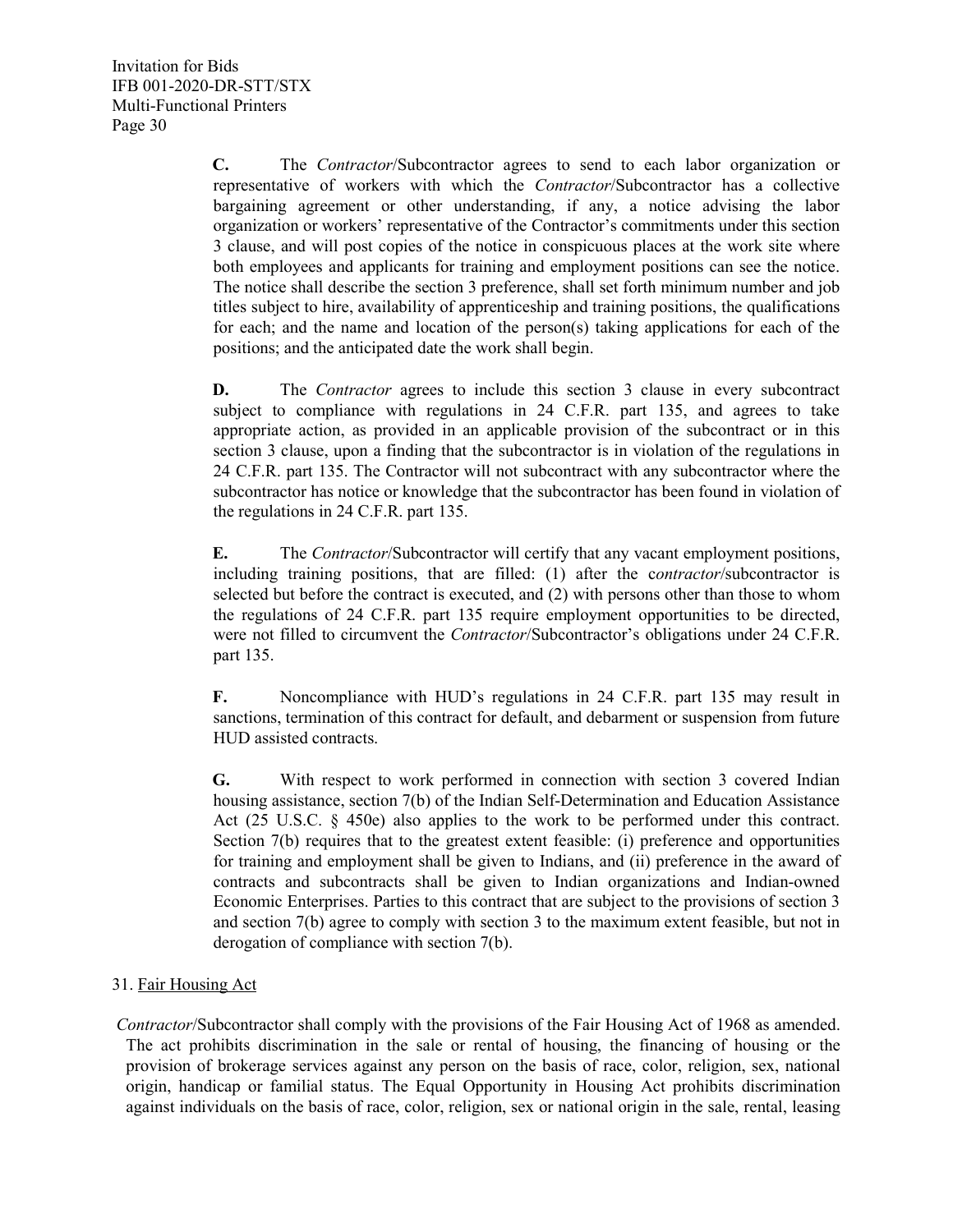**C.** The *Contractor*/Subcontractor agrees to send to each labor organization or representative of workers with which the *Contractor*/Subcontractor has a collective bargaining agreement or other understanding, if any, a notice advising the labor organization or workers' representative of the Contractor's commitments under this section 3 clause, and will post copies of the notice in conspicuous places at the work site where both employees and applicants for training and employment positions can see the notice. The notice shall describe the section 3 preference, shall set forth minimum number and job titles subject to hire, availability of apprenticeship and training positions, the qualifications for each; and the name and location of the person(s) taking applications for each of the positions; and the anticipated date the work shall begin.

**D.** The *Contractor* agrees to include this section 3 clause in every subcontract subject to compliance with regulations in 24 C.F.R. part 135, and agrees to take appropriate action, as provided in an applicable provision of the subcontract or in this section 3 clause, upon a finding that the subcontractor is in violation of the regulations in 24 C.F.R. part 135. The Contractor will not subcontract with any subcontractor where the subcontractor has notice or knowledge that the subcontractor has been found in violation of the regulations in 24 C.F.R. part 135.

**E.** The *Contractor*/Subcontractor will certify that any vacant employment positions, including training positions, that are filled: (1) after the c*ontractor*/subcontractor is selected but before the contract is executed, and (2) with persons other than those to whom the regulations of 24 C.F.R. part 135 require employment opportunities to be directed, were not filled to circumvent the *Contractor*/Subcontractor's obligations under 24 C.F.R. part 135.

**F.** Noncompliance with HUD's regulations in 24 C.F.R. part 135 may result in sanctions, termination of this contract for default, and debarment or suspension from future HUD assisted contracts.

**G.** With respect to work performed in connection with section 3 covered Indian housing assistance, section 7(b) of the Indian Self-Determination and Education Assistance Act (25 U.S.C. § 450e) also applies to the work to be performed under this contract. Section 7(b) requires that to the greatest extent feasible: (i) preference and opportunities for training and employment shall be given to Indians, and (ii) preference in the award of contracts and subcontracts shall be given to Indian organizations and Indian-owned Economic Enterprises. Parties to this contract that are subject to the provisions of section 3 and section 7(b) agree to comply with section 3 to the maximum extent feasible, but not in derogation of compliance with section 7(b).

31. <u>Fair Housing Act</u>

*Contractor*/Subcontractor shall comply with the provisions of the Fair Housing Act of 1968 as amended. The act prohibits discrimination in the sale or rental of housing, the financing of housing or the provision of brokerage services against any person on the basis of race, color, religion, sex, national origin, handicap or familial status. The Equal Opportunity in Housing Act prohibits discrimination against individuals on the basis of race, color, religion, sex or national origin in the sale, rental, leasing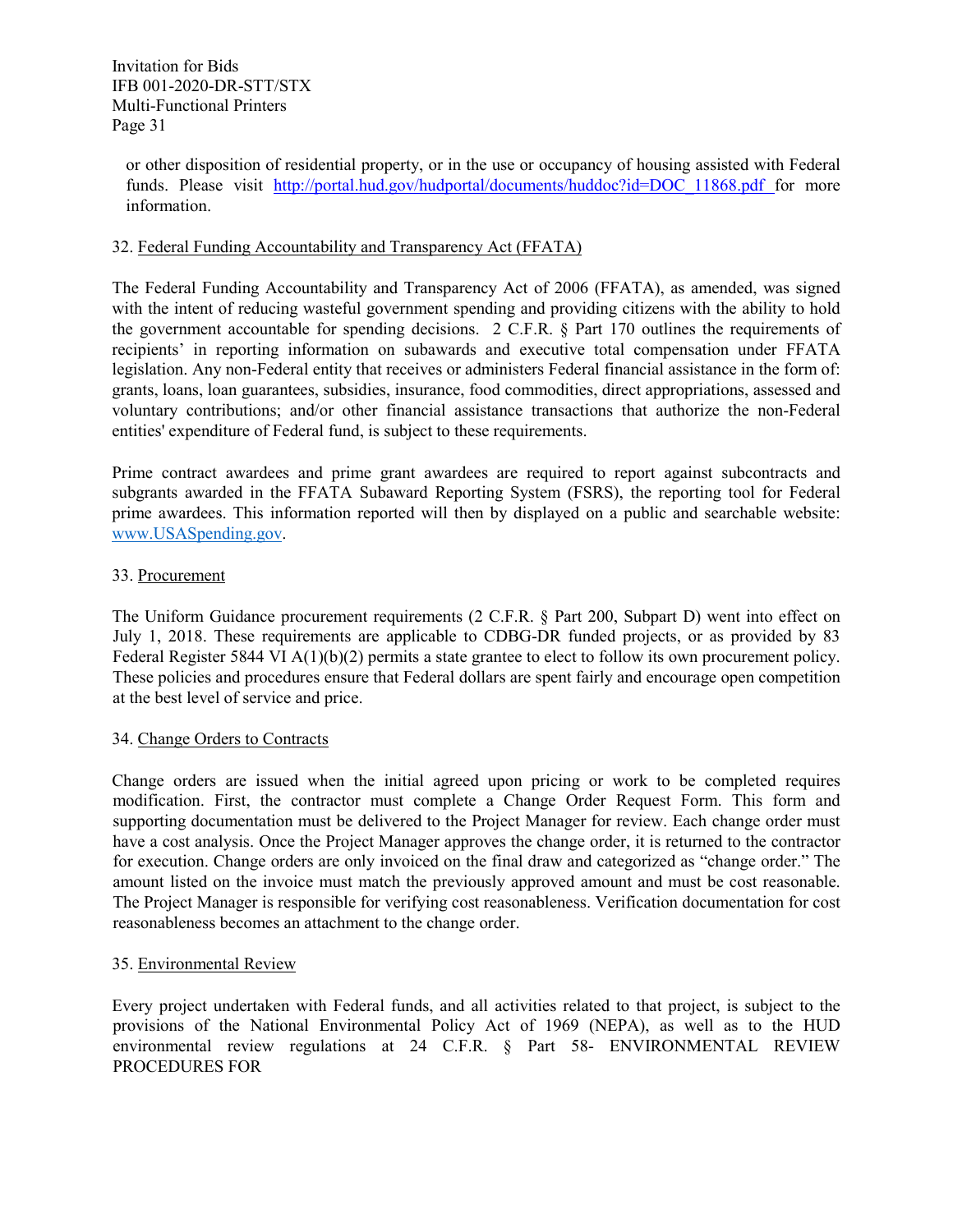or other disposition of residential property, or in the use or occupancy of housing assisted with Federal funds. Please visit http://portal.hud.gov/hudportal/documents/huddoc?id=DOC_11868.pdf for more information.

32. Federal Funding Accountability and Transparency Act (FFATA)

The Federal Funding Accountability and Transparency Act of 2006 (FFATA), as amended, was signed with the intent of reducing wasteful government spending and providing citizens with the ability to hold the government accountable for spending decisions. 2 C.F.R. § Part 170 outlines the requirements of recipients' in reporting information on subawards and executive total compensation under FFATA legislation. Any non-Federal entity that receives or administers Federal financial assistance in the form of: grants, loans, loan guarantees, subsidies, insurance, food commodities, direct appropriations, assessed and voluntary contributions; and/or other financial assistance transactions that authorize the non-Federal entities' expenditure of Federal fund, is subject to these requirements.

Prime contract awardees and prime grant awardees are required to report against subcontracts and subgrants awarded in the FFATA Subaward Reporting System (FSRS), the reporting tool for Federal prime awardees. This information reported will then by displayed on a public and searchable website: www.USASpending.gov.

33. Procurement

The Uniform Guidance procurement requirements (2 C.F.R. § Part 200, Subpart D) went into effect on July 1, 2018. These requirements are applicable to CDBG-DR funded projects, or as provided by 83 Federal Register 5844 VI A(1)(b)(2) permits a state grantee to elect to follow its own procurement policy. These policies and procedures ensure that Federal dollars are spent fairly and encourage open competition at the best level of service and price.

34. Change Orders to Contracts

Change orders are issued when the initial agreed upon pricing or work to be completed requires modification. First, the contractor must complete a Change Order Request Form. This form and supporting documentation must be delivered to the Project Manager for review. Each change order must have a cost analysis. Once the Project Manager approves the change order, it is returned to the contractor for execution. Change orders are only invoiced on the final draw and categorized as "change order." The amount listed on the invoice must match the previously approved amount and must be cost reasonable. The Project Manager is responsible for verifying cost reasonableness. Verification documentation for cost reasonableness becomes an attachment to the change order.

35. Environmental Review

Every project undertaken with Federal funds, and all activities related to that project, is subject to the provisions of the National Environmental Policy Act of 1969 (NEPA), as well as to the HUD environmental review regulations at 24 C.F.R. § Part 58- ENVIRONMENTAL REVIEW PROCEDURES FOR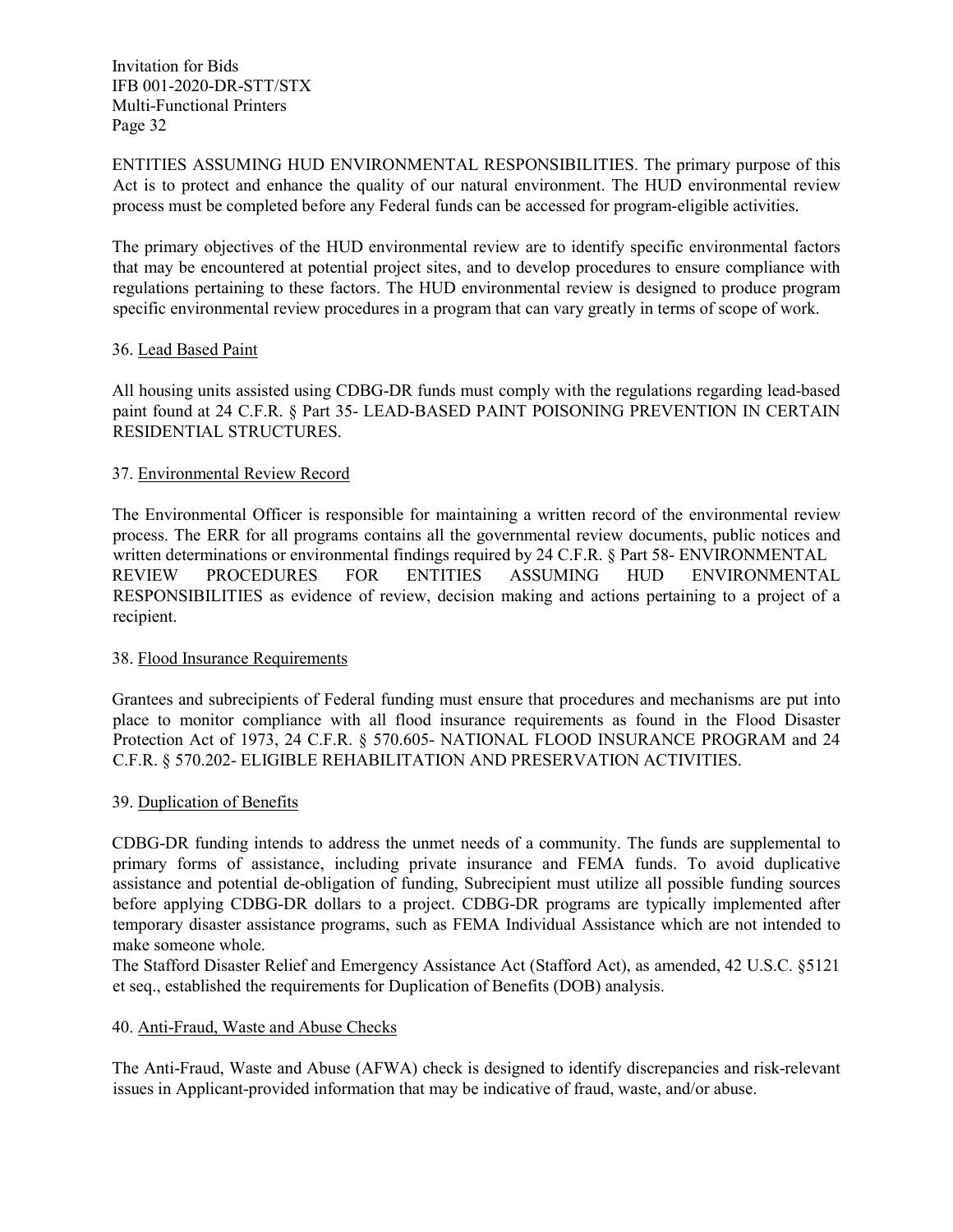ENTITIES ASSUMING HUD ENVIRONMENTAL RESPONSIBILITIES. The primary purpose of this Act is to protect and enhance the quality of our natural environment. The HUD environmental review process must be completed before any Federal funds can be accessed for program-eligible activities.

The primary objectives of the HUD environmental review are to identify specific environmental factors that may be encountered at potential project sites, and to develop procedures to ensure compliance with regulations pertaining to these factors. The HUD environmental review is designed to produce program specific environmental review procedures in a program that can vary greatly in terms of scope of work.

36. <u>Lead Based Paint</u>

All housing units assisted using CDBG-DR funds must comply with the regulations regarding lead-based paint found at 24 C.F.R. § Part 35- LEAD-BASED PAINT POISONING PREVENTION IN CERTAIN RESIDENTIAL STRUCTURES.

37. <u>Environmental Review Record</u>

The Environmental Officer is responsible for maintaining a written record of the environmental review process. The ERR for all programs contains all the governmental review documents, public notices and written determinations or environmental findings required by 24 C.F.R. § Part 58- ENVIRONMENTAL REVIEW PROCEDURES FOR ENTITIES ASSUMING HUD ENVIRONMENTAL RESPONSIBILITIES as evidence of review, decision making and actions pertaining to a project of a recipient.

38. <u>Flood Insurance Requirements</u>

Grantees and subrecipients of Federal funding must ensure that procedures and mechanisms are put into place to monitor compliance with all flood insurance requirements as found in the Flood Disaster Protection Act of 1973, 24 C.F.R. § 570.605- NATIONAL FLOOD INSURANCE PROGRAM and 24 C.F.R. § 570.202- ELIGIBLE REHABILITATION AND PRESERVATION ACTIVITIES.

39. <u>Duplication of Benefits</u>

CDBG-DR funding intends to address the unmet needs of a community. The funds are supplemental to primary forms of assistance, including private insurance and FEMA funds. To avoid duplicative assistance and potential de-obligation of funding, Subrecipient must utilize all possible funding sources before applying CDBG-DR dollars to a project. CDBG-DR programs are typically implemented after temporary disaster assistance programs, such as FEMA Individual Assistance which are not intended to make someone whole.
The Stafford Disaster Relief and Emergency Assistance Act (Stafford Act), as amended, 42 U.S.C. §5121 et seq., established the requirements for Duplication of Benefits (DOB) analysis.

40. <u>Anti-Fraud, Waste and Abuse Checks</u>

The Anti-Fraud, Waste and Abuse (AFWA) check is designed to identify discrepancies and risk-relevant issues in Applicant-provided information that may be indicative of fraud, waste, and/or abuse.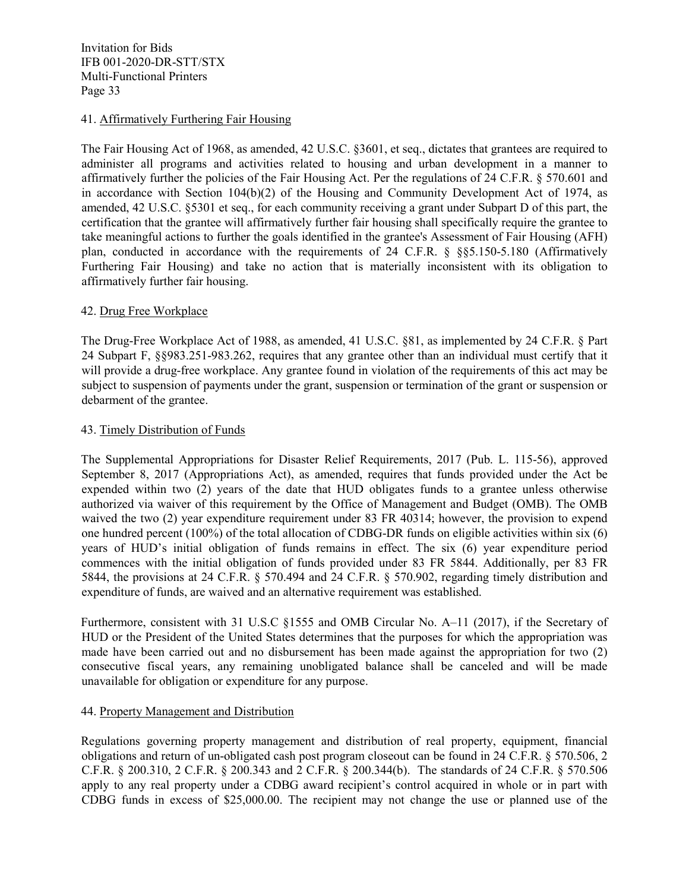41. Affirmatively Furthering Fair Housing

The Fair Housing Act of 1968, as amended, 42 U.S.C. §3601, et seq., dictates that grantees are required to administer all programs and activities related to housing and urban development in a manner to affirmatively further the policies of the Fair Housing Act. Per the regulations of 24 C.F.R. § 570.601 and in accordance with Section 104(b)(2) of the Housing and Community Development Act of 1974, as amended, 42 U.S.C. §5301 et seq., for each community receiving a grant under Subpart D of this part, the certification that the grantee will affirmatively further fair housing shall specifically require the grantee to take meaningful actions to further the goals identified in the grantee's Assessment of Fair Housing (AFH) plan, conducted in accordance with the requirements of 24 C.F.R. § §§5.150-5.180 (Affirmatively Furthering Fair Housing) and take no action that is materially inconsistent with its obligation to affirmatively further fair housing.

42. Drug Free Workplace

The Drug-Free Workplace Act of 1988, as amended, 41 U.S.C. §81, as implemented by 24 C.F.R. § Part 24 Subpart F, §§983.251-983.262, requires that any grantee other than an individual must certify that it will provide a drug-free workplace. Any grantee found in violation of the requirements of this act may be subject to suspension of payments under the grant, suspension or termination of the grant or suspension or debarment of the grantee.

43. Timely Distribution of Funds

The Supplemental Appropriations for Disaster Relief Requirements, 2017 (Pub. L. 115-56), approved September 8, 2017 (Appropriations Act), as amended, requires that funds provided under the Act be expended within two (2) years of the date that HUD obligates funds to a grantee unless otherwise authorized via waiver of this requirement by the Office of Management and Budget (OMB). The OMB waived the two (2) year expenditure requirement under 83 FR 40314; however, the provision to expend one hundred percent (100%) of the total allocation of CDBG-DR funds on eligible activities within six (6) years of HUD's initial obligation of funds remains in effect. The six (6) year expenditure period commences with the initial obligation of funds provided under 83 FR 5844. Additionally, per 83 FR 5844, the provisions at 24 C.F.R. § 570.494 and 24 C.F.R. § 570.902, regarding timely distribution and expenditure of funds, are waived and an alternative requirement was established.

Furthermore, consistent with 31 U.S.C §1555 and OMB Circular No. A–11 (2017), if the Secretary of HUD or the President of the United States determines that the purposes for which the appropriation was made have been carried out and no disbursement has been made against the appropriation for two (2) consecutive fiscal years, any remaining unobligated balance shall be canceled and will be made unavailable for obligation or expenditure for any purpose.

44. Property Management and Distribution

Regulations governing property management and distribution of real property, equipment, financial obligations and return of un-obligated cash post program closeout can be found in 24 C.F.R. § 570.506, 2 C.F.R. § 200.310, 2 C.F.R. § 200.343 and 2 C.F.R. § 200.344(b). The standards of 24 C.F.R. § 570.506 apply to any real property under a CDBG award recipient's control acquired in whole or in part with CDBG funds in excess of $25,000.00. The recipient may not change the use or planned use of the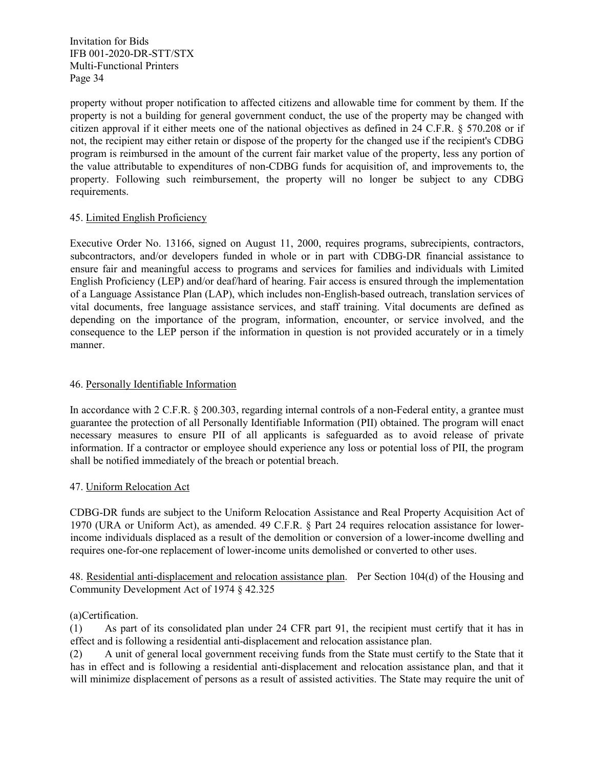property without proper notification to affected citizens and allowable time for comment by them. If the property is not a building for general government conduct, the use of the property may be changed with citizen approval if it either meets one of the national objectives as defined in 24 C.F.R. § 570.208 or if not, the recipient may either retain or dispose of the property for the changed use if the recipient's CDBG program is reimbursed in the amount of the current fair market value of the property, less any portion of the value attributable to expenditures of non-CDBG funds for acquisition of, and improvements to, the property. Following such reimbursement, the property will no longer be subject to any CDBG requirements.

45. Limited English Proficiency

Executive Order No. 13166, signed on August 11, 2000, requires programs, subrecipients, contractors, subcontractors, and/or developers funded in whole or in part with CDBG-DR financial assistance to ensure fair and meaningful access to programs and services for families and individuals with Limited English Proficiency (LEP) and/or deaf/hard of hearing. Fair access is ensured through the implementation of a Language Assistance Plan (LAP), which includes non-English-based outreach, translation services of vital documents, free language assistance services, and staff training. Vital documents are defined as depending on the importance of the program, information, encounter, or service involved, and the consequence to the LEP person if the information in question is not provided accurately or in a timely manner.

46. Personally Identifiable Information

In accordance with 2 C.F.R. § 200.303, regarding internal controls of a non-Federal entity, a grantee must guarantee the protection of all Personally Identifiable Information (PII) obtained. The program will enact necessary measures to ensure PII of all applicants is safeguarded as to avoid release of private information. If a contractor or employee should experience any loss or potential loss of PII, the program shall be notified immediately of the breach or potential breach.

47. Uniform Relocation Act

CDBG-DR funds are subject to the Uniform Relocation Assistance and Real Property Acquisition Act of 1970 (URA or Uniform Act), as amended. 49 C.F.R. § Part 24 requires relocation assistance for lower-income individuals displaced as a result of the demolition or conversion of a lower-income dwelling and requires one-for-one replacement of lower-income units demolished or converted to other uses.

48. Residential anti-displacement and relocation assistance plan. Per Section 104(d) of the Housing and Community Development Act of 1974 § 42.325

(a)Certification.

(1) As part of its consolidated plan under 24 CFR part 91, the recipient must certify that it has in effect and is following a residential anti-displacement and relocation assistance plan.

(2) A unit of general local government receiving funds from the State must certify to the State that it has in effect and is following a residential anti-displacement and relocation assistance plan, and that it will minimize displacement of persons as a result of assisted activities. The State may require the unit of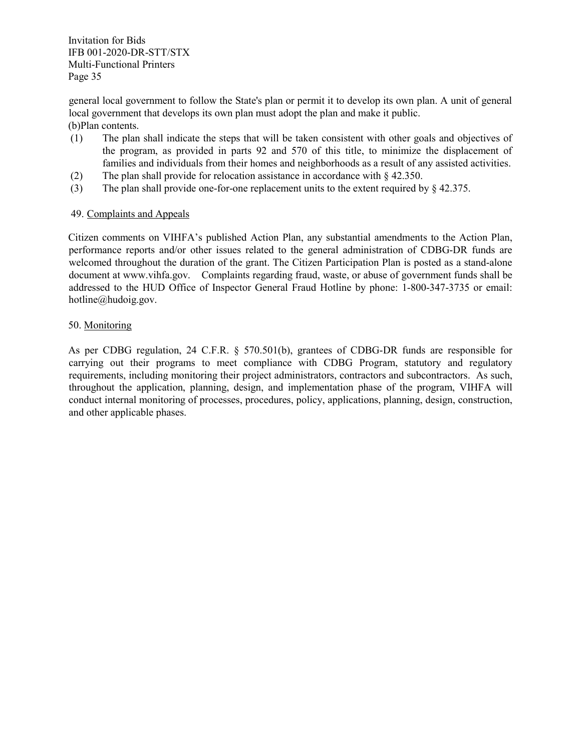general local government to follow the State's plan or permit it to develop its own plan. A unit of general local government that develops its own plan must adopt the plan and make it public.

(b)Plan contents.

(1) The plan shall indicate the steps that will be taken consistent with other goals and objectives of the program, as provided in parts 92 and 570 of this title, to minimize the displacement of families and individuals from their homes and neighborhoods as a result of any assisted activities.

(2) The plan shall provide for relocation assistance in accordance with § 42.350.

(3) The plan shall provide one-for-one replacement units to the extent required by § 42.375.

49. <u>Complaints and Appeals</u>

Citizen comments on VIHFA's published Action Plan, any substantial amendments to the Action Plan, performance reports and/or other issues related to the general administration of CDBG-DR funds are welcomed throughout the duration of the grant. The Citizen Participation Plan is posted as a stand-alone document at www.vihfa.gov. Complaints regarding fraud, waste, or abuse of government funds shall be addressed to the HUD Office of Inspector General Fraud Hotline by phone: 1-800-347-3735 or email: hotline@hudoig.gov.

50. <u>Monitoring</u>

As per CDBG regulation, 24 C.F.R. § 570.501(b), grantees of CDBG-DR funds are responsible for carrying out their programs to meet compliance with CDBG Program, statutory and regulatory requirements, including monitoring their project administrators, contractors and subcontractors. As such, throughout the application, planning, design, and implementation phase of the program, VIHFA will conduct internal monitoring of processes, procedures, policy, applications, planning, design, construction, and other applicable phases.